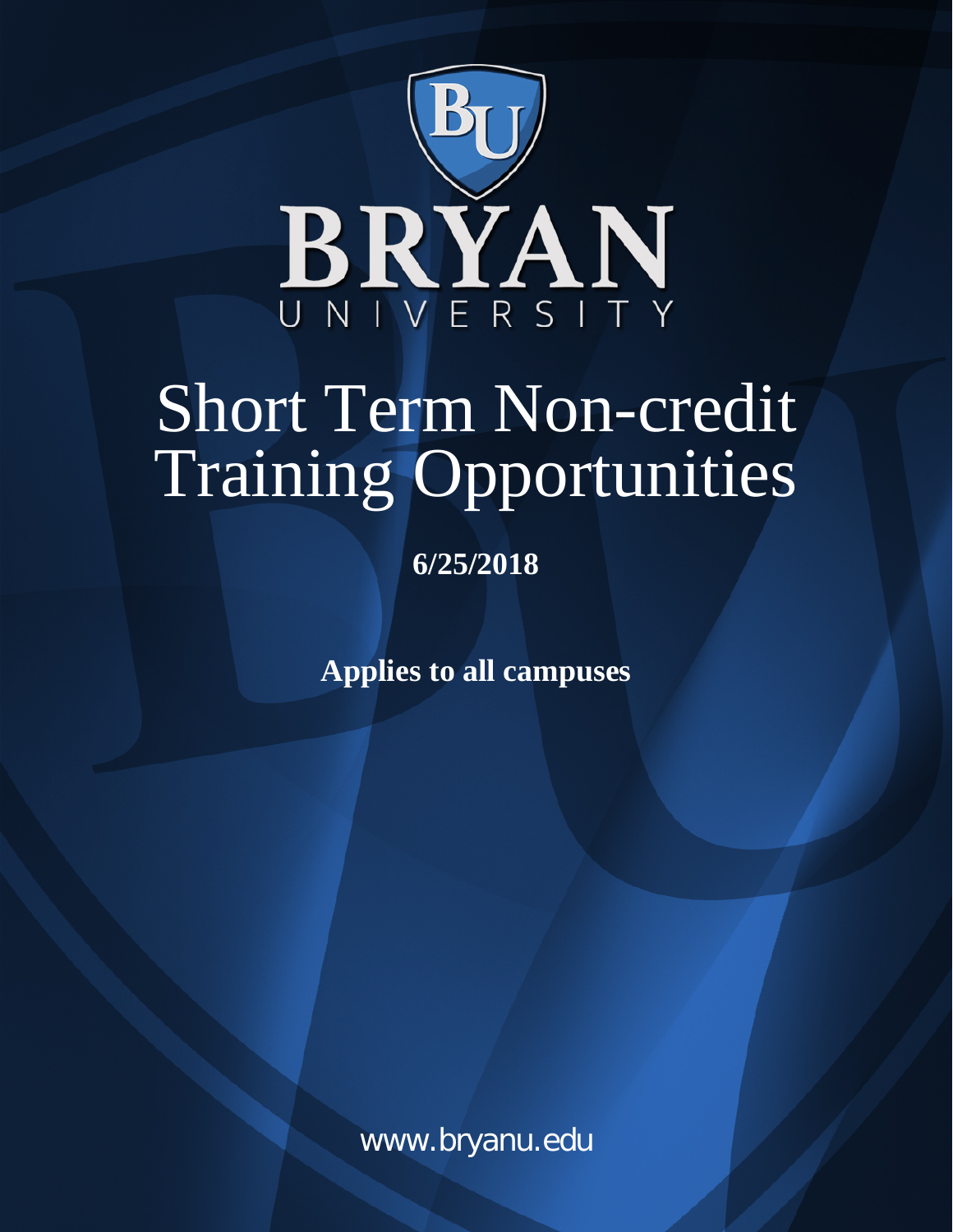BRYAN UNIVERSITY

# Short Term Non-credit Training Opportunities

**6/25/2018**

**Applies to all campuses**

www.bryanu.edu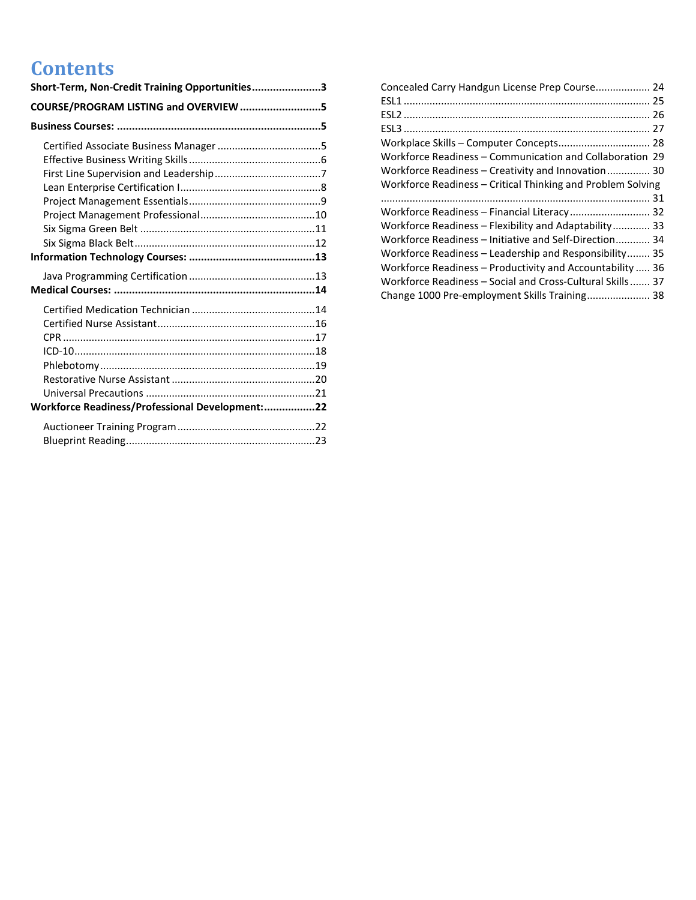# Contents

**Short-Term, Non-Credit Training Opportunities** ....................... 3

**COURSE/PROGRAM LISTING and OVERVIEW** ........................... 5

**Business Courses:** .................................................................... 5

- Certified Associate Business Manager .................................... 5
- Effective Business Writing Skills .............................................. 6
- First Line Supervision and Leadership ..................................... 7
- Lean Enterprise Certification I ................................................. 8
- Project Management Essentials .............................................. 9
- Project Management Professional ........................................ 10
- Six Sigma Green Belt ............................................................. 11
- Six Sigma Black Belt ............................................................... 12

**Information Technology Courses:** ........................................... 13

- Java Programming Certification ............................................ 13

**Medical Courses:** ................................................................... 14

- Certified Medication Technician ........................................... 14
- Certified Nurse Assistant ....................................................... 16
- CPR ........................................................................................ 17
- ICD-10 .................................................................................... 18
- Phlebotomy ........................................................................... 19
- Restorative Nurse Assistant .................................................. 20
- Universal Precautions ........................................................... 21

**Workforce Readiness/Professional Development:** ................. 22

- Auctioneer Training Program ................................................ 22
- Blueprint Reading .................................................................. 23
- Concealed Carry Handgun License Prep Course ................... 24
- ESL1 ....................................................................................... 25
- ESL2 ....................................................................................... 26
- ESL3 ....................................................................................... 27
- Workplace Skills – Computer Concepts ................................. 28
- Workforce Readiness – Communication and Collaboration 29
- Workforce Readiness – Creativity and Innovation ............... 30
- Workforce Readiness – Critical Thinking and Problem Solving ............................................................................................. 31
- Workforce Readiness – Financial Literacy ............................ 32
- Workforce Readiness – Flexibility and Adaptability ............. 33
- Workforce Readiness – Initiative and Self-Direction ............ 34
- Workforce Readiness – Leadership and Responsibility ........ 35
- Workforce Readiness – Productivity and Accountability ..... 36
- Workforce Readiness – Social and Cross-Cultural Skills ....... 37
- Change 1000 Pre-employment Skills Training ...................... 38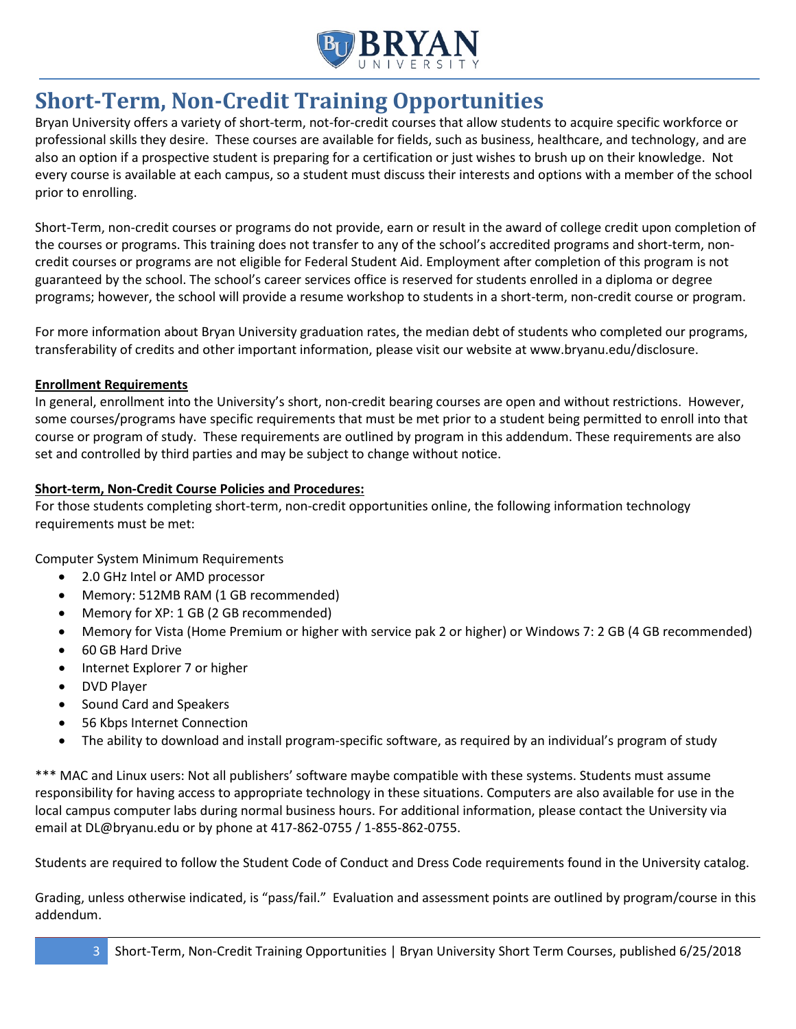# Short-Term, Non-Credit Training Opportunities

Bryan University offers a variety of short-term, not-for-credit courses that allow students to acquire specific workforce or professional skills they desire. These courses are available for fields, such as business, healthcare, and technology, and are also an option if a prospective student is preparing for a certification or just wishes to brush up on their knowledge. Not every course is available at each campus, so a student must discuss their interests and options with a member of the school prior to enrolling.

Short-Term, non-credit courses or programs do not provide, earn or result in the award of college credit upon completion of the courses or programs. This training does not transfer to any of the school's accredited programs and short-term, non-credit courses or programs are not eligible for Federal Student Aid. Employment after completion of this program is not guaranteed by the school. The school's career services office is reserved for students enrolled in a diploma or degree programs; however, the school will provide a resume workshop to students in a short-term, non-credit course or program.

For more information about Bryan University graduation rates, the median debt of students who completed our programs, transferability of credits and other important information, please visit our website at www.bryanu.edu/disclosure.

**Enrollment Requirements**

In general, enrollment into the University's short, non-credit bearing courses are open and without restrictions. However, some courses/programs have specific requirements that must be met prior to a student being permitted to enroll into that course or program of study. These requirements are outlined by program in this addendum. These requirements are also set and controlled by third parties and may be subject to change without notice.

**Short-term, Non-Credit Course Policies and Procedures:**

For those students completing short-term, non-credit opportunities online, the following information technology requirements must be met:

Computer System Minimum Requirements

- 2.0 GHz Intel or AMD processor
- Memory: 512MB RAM (1 GB recommended)
- Memory for XP: 1 GB (2 GB recommended)
- Memory for Vista (Home Premium or higher with service pak 2 or higher) or Windows 7: 2 GB (4 GB recommended)
- 60 GB Hard Drive
- Internet Explorer 7 or higher
- DVD Player
- Sound Card and Speakers
- 56 Kbps Internet Connection
- The ability to download and install program-specific software, as required by an individual's program of study

*** MAC and Linux users: Not all publishers' software maybe compatible with these systems. Students must assume responsibility for having access to appropriate technology in these situations. Computers are also available for use in the local campus computer labs during normal business hours. For additional information, please contact the University via email at DL@bryanu.edu or by phone at 417-862-0755 / 1-855-862-0755.

Students are required to follow the Student Code of Conduct and Dress Code requirements found in the University catalog.

Grading, unless otherwise indicated, is "pass/fail." Evaluation and assessment points are outlined by program/course in this addendum.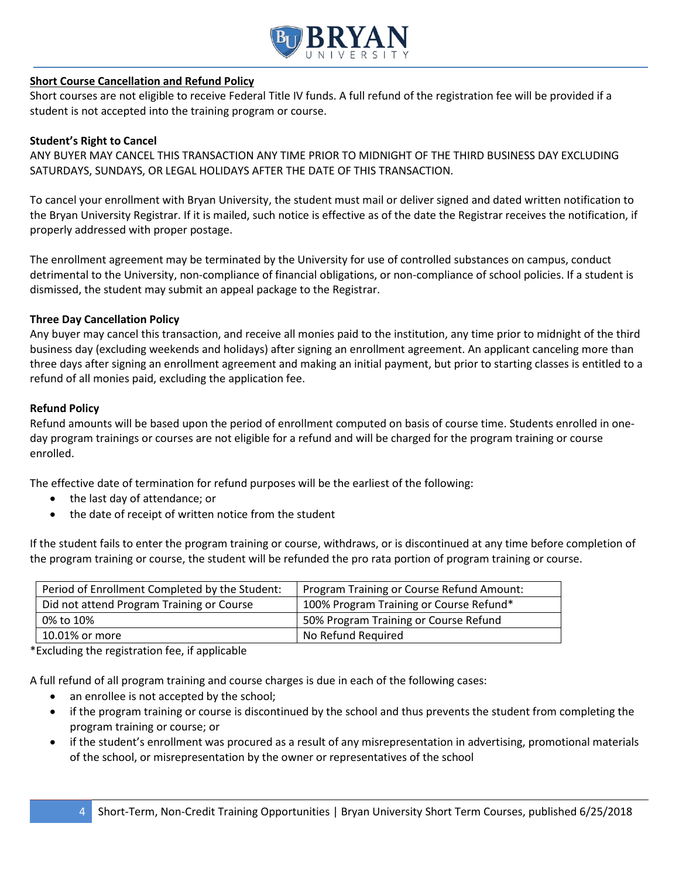## Short Course Cancellation and Refund Policy

Short courses are not eligible to receive Federal Title IV funds. A full refund of the registration fee will be provided if a student is not accepted into the training program or course.

### Student's Right to Cancel

ANY BUYER MAY CANCEL THIS TRANSACTION ANY TIME PRIOR TO MIDNIGHT OF THE THIRD BUSINESS DAY EXCLUDING SATURDAYS, SUNDAYS, OR LEGAL HOLIDAYS AFTER THE DATE OF THIS TRANSACTION.

To cancel your enrollment with Bryan University, the student must mail or deliver signed and dated written notification to the Bryan University Registrar. If it is mailed, such notice is effective as of the date the Registrar receives the notification, if properly addressed with proper postage.

The enrollment agreement may be terminated by the University for use of controlled substances on campus, conduct detrimental to the University, non-compliance of financial obligations, or non-compliance of school policies. If a student is dismissed, the student may submit an appeal package to the Registrar.

### Three Day Cancellation Policy

Any buyer may cancel this transaction, and receive all monies paid to the institution, any time prior to midnight of the third business day (excluding weekends and holidays) after signing an enrollment agreement. An applicant canceling more than three days after signing an enrollment agreement and making an initial payment, but prior to starting classes is entitled to a refund of all monies paid, excluding the application fee.

### Refund Policy

Refund amounts will be based upon the period of enrollment computed on basis of course time. Students enrolled in one-day program trainings or courses are not eligible for a refund and will be charged for the program training or course enrolled.

The effective date of termination for refund purposes will be the earliest of the following:

- the last day of attendance; or
- the date of receipt of written notice from the student

If the student fails to enter the program training or course, withdraws, or is discontinued at any time before completion of the program training or course, the student will be refunded the pro rata portion of program training or course.

| Period of Enrollment Completed by the Student: | Program Training or Course Refund Amount: |
|---|---|
| Did not attend Program Training or Course | 100% Program Training or Course Refund* |
| 0% to 10% | 50% Program Training or Course Refund |
| 10.01% or more | No Refund Required |

*Excluding the registration fee, if applicable

A full refund of all program training and course charges is due in each of the following cases:

- an enrollee is not accepted by the school;
- if the program training or course is discontinued by the school and thus prevents the student from completing the program training or course; or
- if the student's enrollment was procured as a result of any misrepresentation in advertising, promotional materials of the school, or misrepresentation by the owner or representatives of the school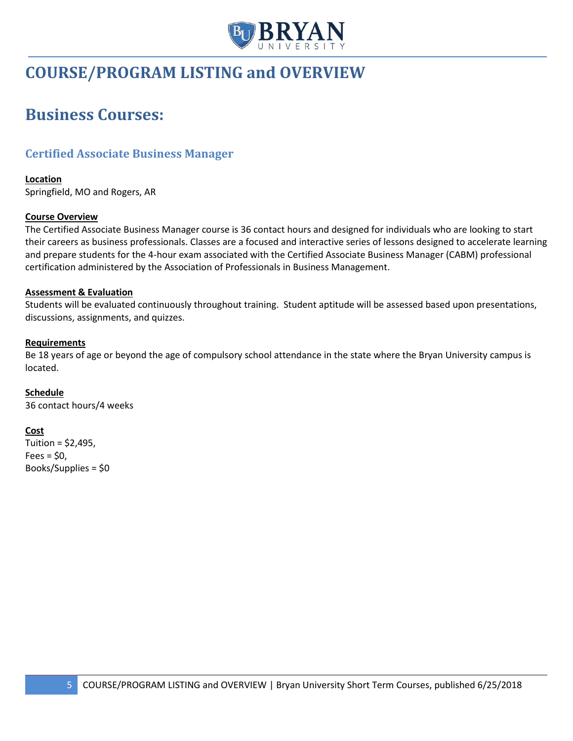# COURSE/PROGRAM LISTING and OVERVIEW

## Business Courses:

### Certified Associate Business Manager

**Location**
Springfield, MO and Rogers, AR

**Course Overview**
The Certified Associate Business Manager course is 36 contact hours and designed for individuals who are looking to start their careers as business professionals. Classes are a focused and interactive series of lessons designed to accelerate learning and prepare students for the 4-hour exam associated with the Certified Associate Business Manager (CABM) professional certification administered by the Association of Professionals in Business Management.

**Assessment & Evaluation**
Students will be evaluated continuously throughout training. Student aptitude will be assessed based upon presentations, discussions, assignments, and quizzes.

**Requirements**
Be 18 years of age or beyond the age of compulsory school attendance in the state where the Bryan University campus is located.

**Schedule**
36 contact hours/4 weeks

**Cost**
Tuition = $2,495,
Fees = $0,
Books/Supplies = $0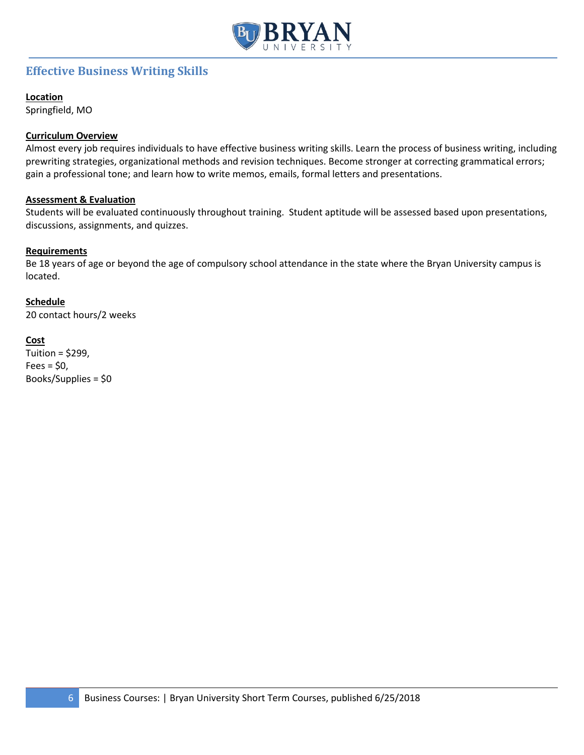## Effective Business Writing Skills

**Location**
Springfield, MO

**Curriculum Overview**
Almost every job requires individuals to have effective business writing skills. Learn the process of business writing, including prewriting strategies, organizational methods and revision techniques. Become stronger at correcting grammatical errors; gain a professional tone; and learn how to write memos, emails, formal letters and presentations.

**Assessment & Evaluation**
Students will be evaluated continuously throughout training. Student aptitude will be assessed based upon presentations, discussions, assignments, and quizzes.

**Requirements**
Be 18 years of age or beyond the age of compulsory school attendance in the state where the Bryan University campus is located.

**Schedule**
20 contact hours/2 weeks

**Cost**
Tuition = $299,
Fees = $0,
Books/Supplies = $0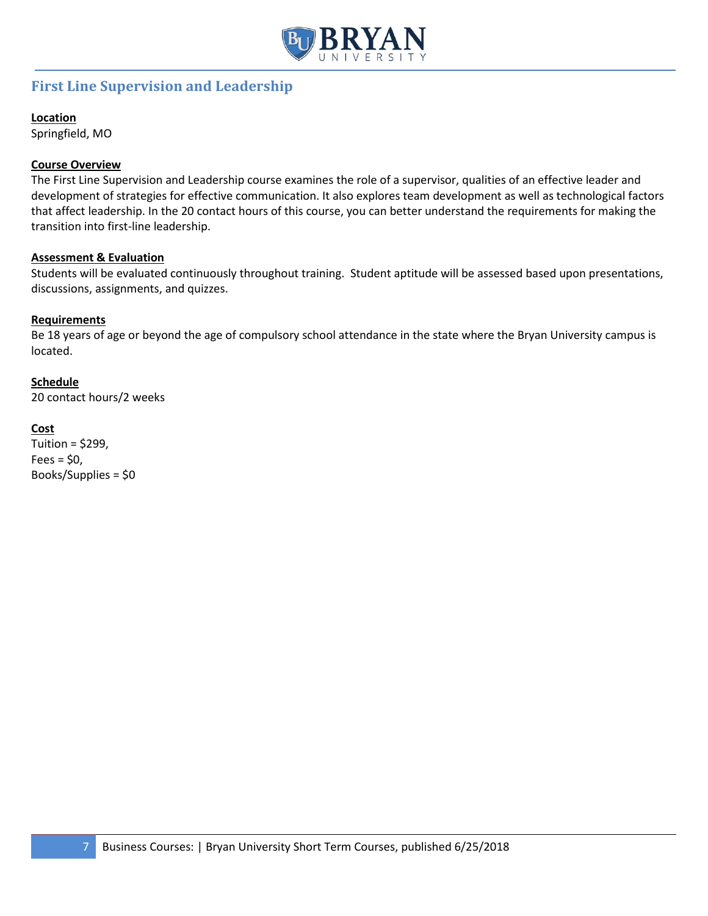## First Line Supervision and Leadership

**Location**
Springfield, MO

**Course Overview**
The First Line Supervision and Leadership course examines the role of a supervisor, qualities of an effective leader and development of strategies for effective communication. It also explores team development as well as technological factors that affect leadership. In the 20 contact hours of this course, you can better understand the requirements for making the transition into first-line leadership.

**Assessment & Evaluation**
Students will be evaluated continuously throughout training. Student aptitude will be assessed based upon presentations, discussions, assignments, and quizzes.

**Requirements**
Be 18 years of age or beyond the age of compulsory school attendance in the state where the Bryan University campus is located.

**Schedule**
20 contact hours/2 weeks

**Cost**
Tuition = $299,
Fees = $0,
Books/Supplies = $0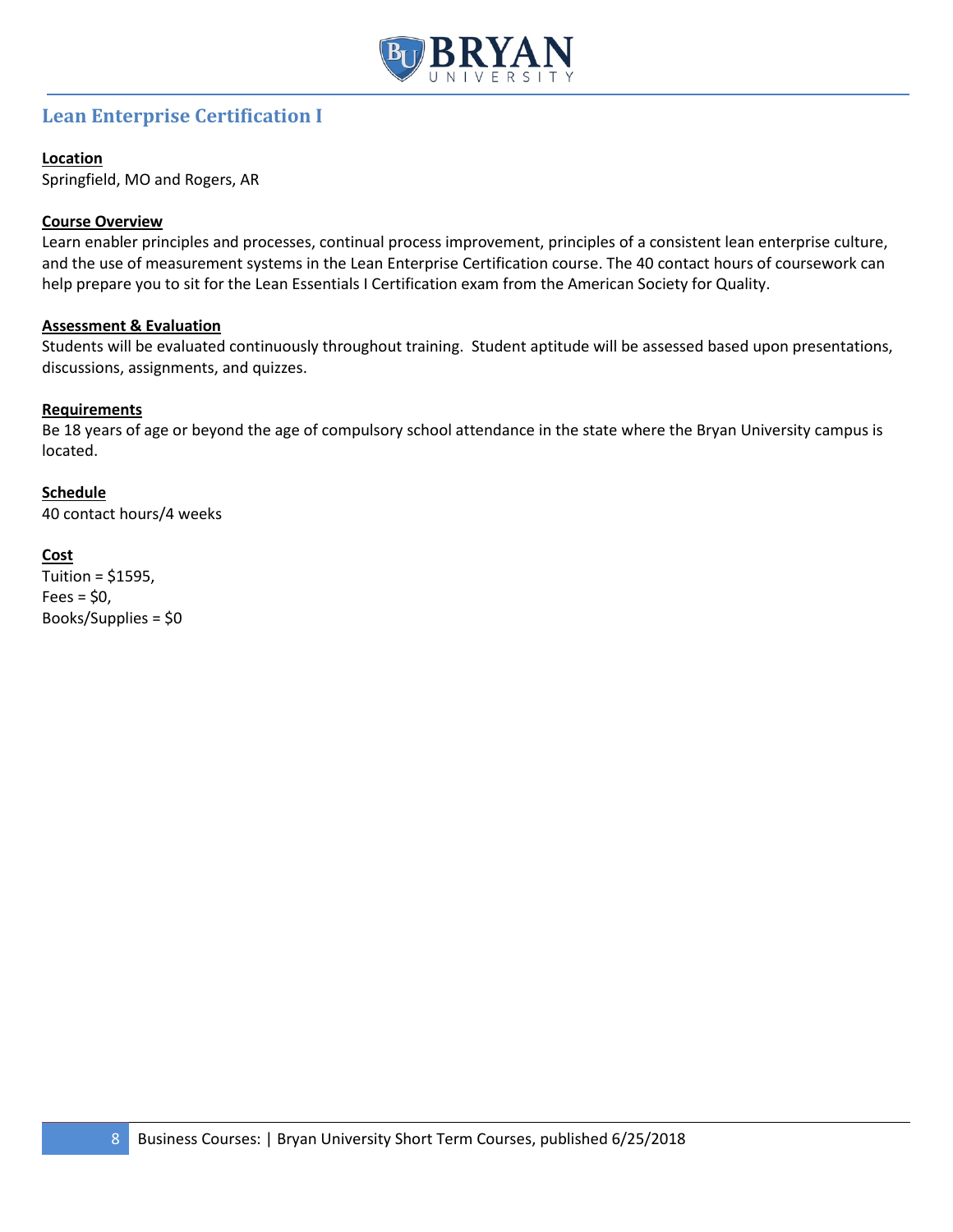## Lean Enterprise Certification I

**Location**

Springfield, MO and Rogers, AR

**Course Overview**

Learn enabler principles and processes, continual process improvement, principles of a consistent lean enterprise culture, and the use of measurement systems in the Lean Enterprise Certification course. The 40 contact hours of coursework can help prepare you to sit for the Lean Essentials I Certification exam from the American Society for Quality.

**Assessment & Evaluation**

Students will be evaluated continuously throughout training. Student aptitude will be assessed based upon presentations, discussions, assignments, and quizzes.

**Requirements**

Be 18 years of age or beyond the age of compulsory school attendance in the state where the Bryan University campus is located.

**Schedule**

40 contact hours/4 weeks

**Cost**

Tuition = $1595,
Fees = $0,
Books/Supplies = $0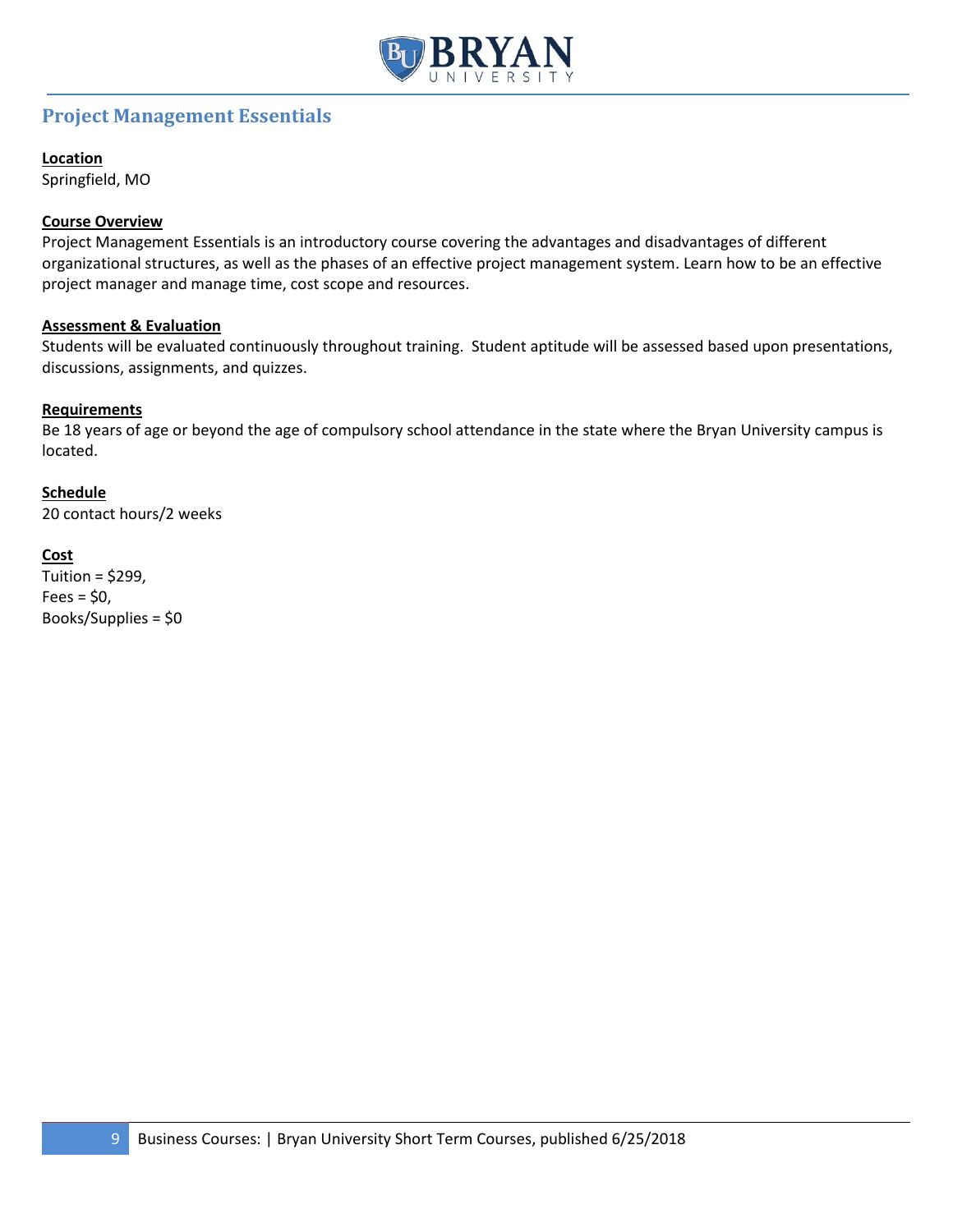## Project Management Essentials

**Location**
Springfield, MO

**Course Overview**
Project Management Essentials is an introductory course covering the advantages and disadvantages of different organizational structures, as well as the phases of an effective project management system. Learn how to be an effective project manager and manage time, cost scope and resources.

**Assessment & Evaluation**
Students will be evaluated continuously throughout training. Student aptitude will be assessed based upon presentations, discussions, assignments, and quizzes.

**Requirements**
Be 18 years of age or beyond the age of compulsory school attendance in the state where the Bryan University campus is located.

**Schedule**
20 contact hours/2 weeks

**Cost**
Tuition = $299,
Fees = $0,
Books/Supplies = $0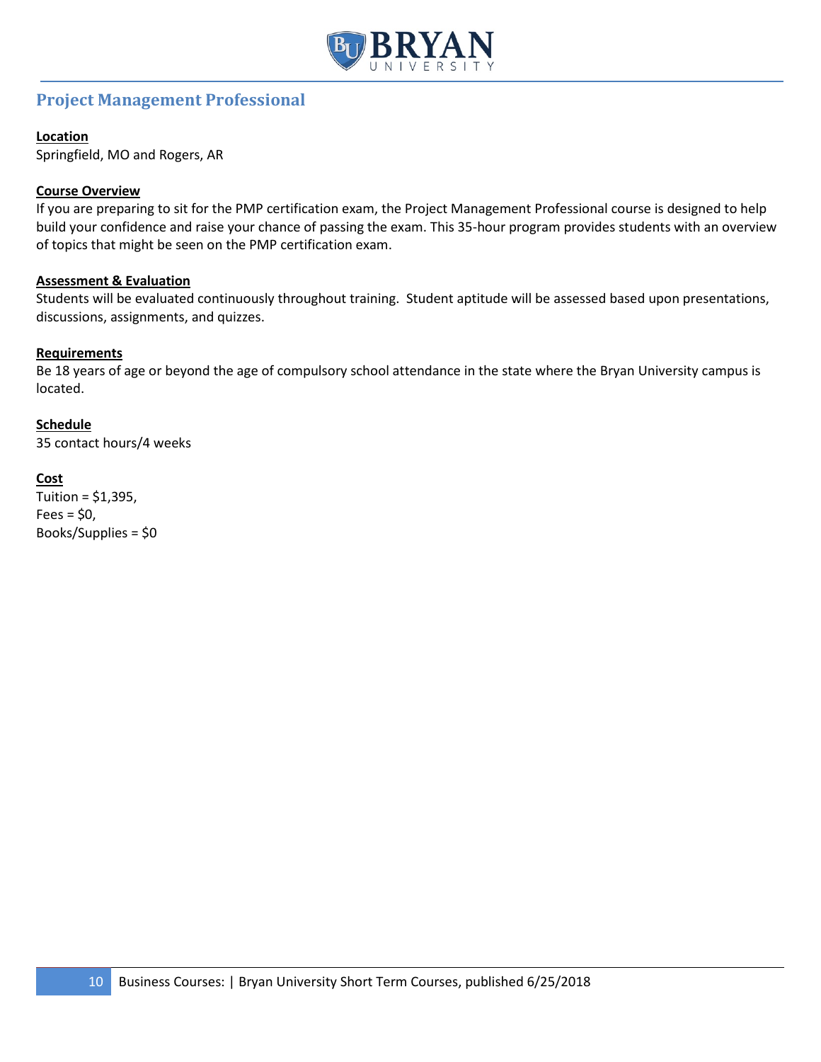## Project Management Professional

**Location**
Springfield, MO and Rogers, AR

**Course Overview**
If you are preparing to sit for the PMP certification exam, the Project Management Professional course is designed to help build your confidence and raise your chance of passing the exam. This 35-hour program provides students with an overview of topics that might be seen on the PMP certification exam.

**Assessment & Evaluation**
Students will be evaluated continuously throughout training. Student aptitude will be assessed based upon presentations, discussions, assignments, and quizzes.

**Requirements**
Be 18 years of age or beyond the age of compulsory school attendance in the state where the Bryan University campus is located.

**Schedule**
35 contact hours/4 weeks

**Cost**
Tuition = $1,395,
Fees = $0,
Books/Supplies = $0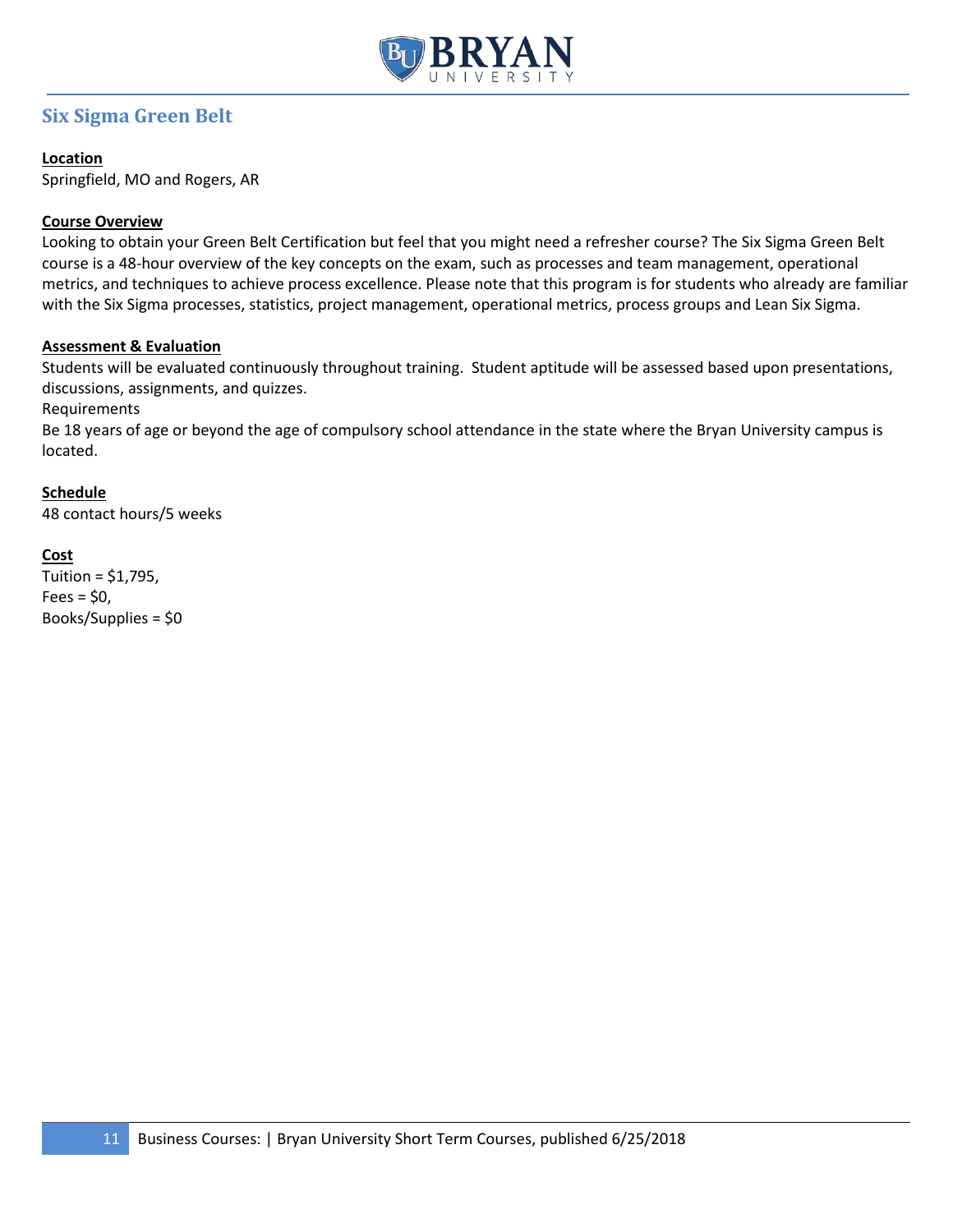## Six Sigma Green Belt

**Location**

Springfield, MO and Rogers, AR

**Course Overview**

Looking to obtain your Green Belt Certification but feel that you might need a refresher course? The Six Sigma Green Belt course is a 48-hour overview of the key concepts on the exam, such as processes and team management, operational metrics, and techniques to achieve process excellence. Please note that this program is for students who already are familiar with the Six Sigma processes, statistics, project management, operational metrics, process groups and Lean Six Sigma.

**Assessment & Evaluation**

Students will be evaluated continuously throughout training. Student aptitude will be assessed based upon presentations, discussions, assignments, and quizzes.

Requirements

Be 18 years of age or beyond the age of compulsory school attendance in the state where the Bryan University campus is located.

**Schedule**

48 contact hours/5 weeks

**Cost**

Tuition = $1,795,
Fees = $0,
Books/Supplies = $0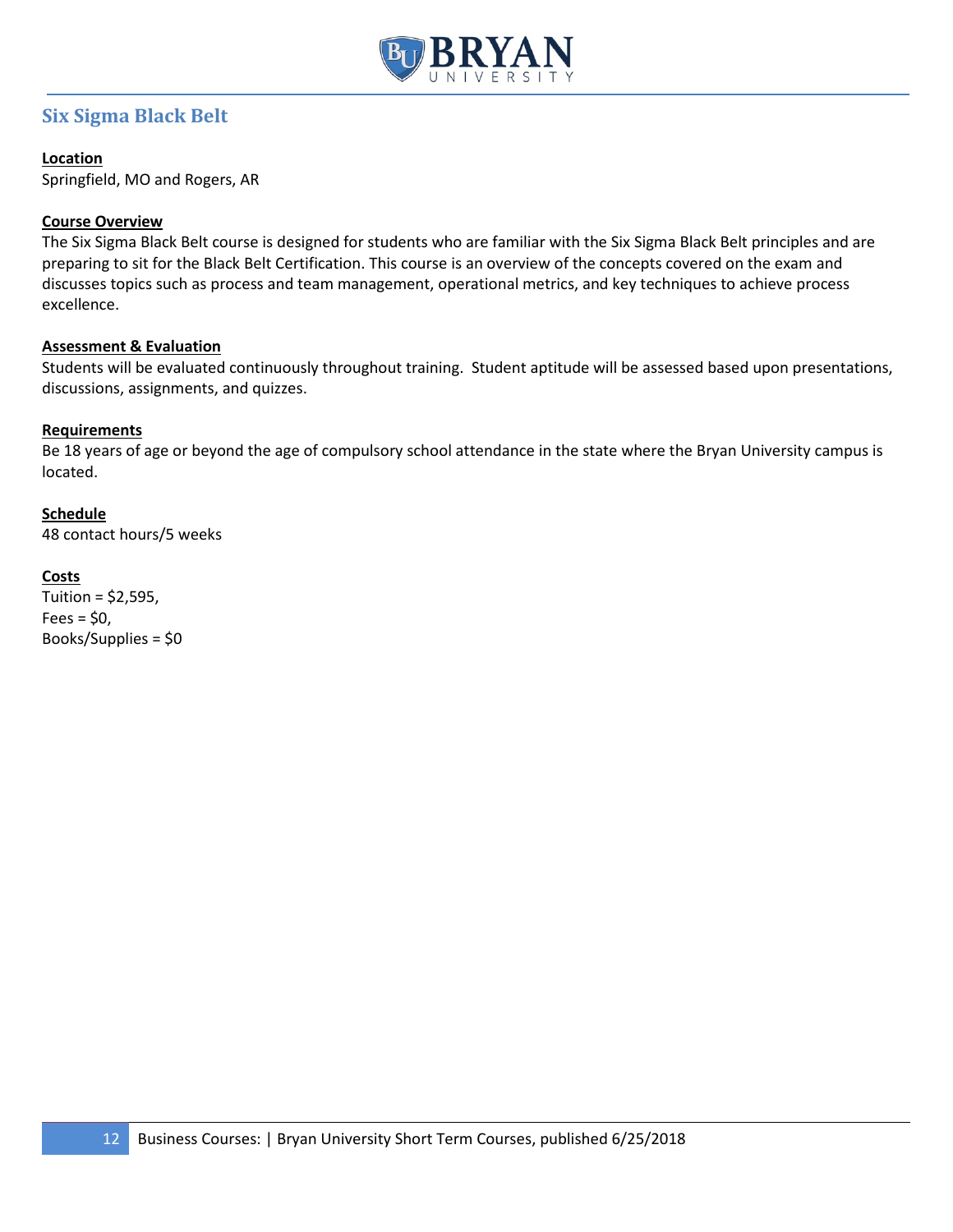## Six Sigma Black Belt

**Location**
Springfield, MO and Rogers, AR

**Course Overview**
The Six Sigma Black Belt course is designed for students who are familiar with the Six Sigma Black Belt principles and are preparing to sit for the Black Belt Certification. This course is an overview of the concepts covered on the exam and discusses topics such as process and team management, operational metrics, and key techniques to achieve process excellence.

**Assessment & Evaluation**
Students will be evaluated continuously throughout training. Student aptitude will be assessed based upon presentations, discussions, assignments, and quizzes.

**Requirements**
Be 18 years of age or beyond the age of compulsory school attendance in the state where the Bryan University campus is located.

**Schedule**
48 contact hours/5 weeks

**Costs**
Tuition = $2,595,
Fees = $0,
Books/Supplies = $0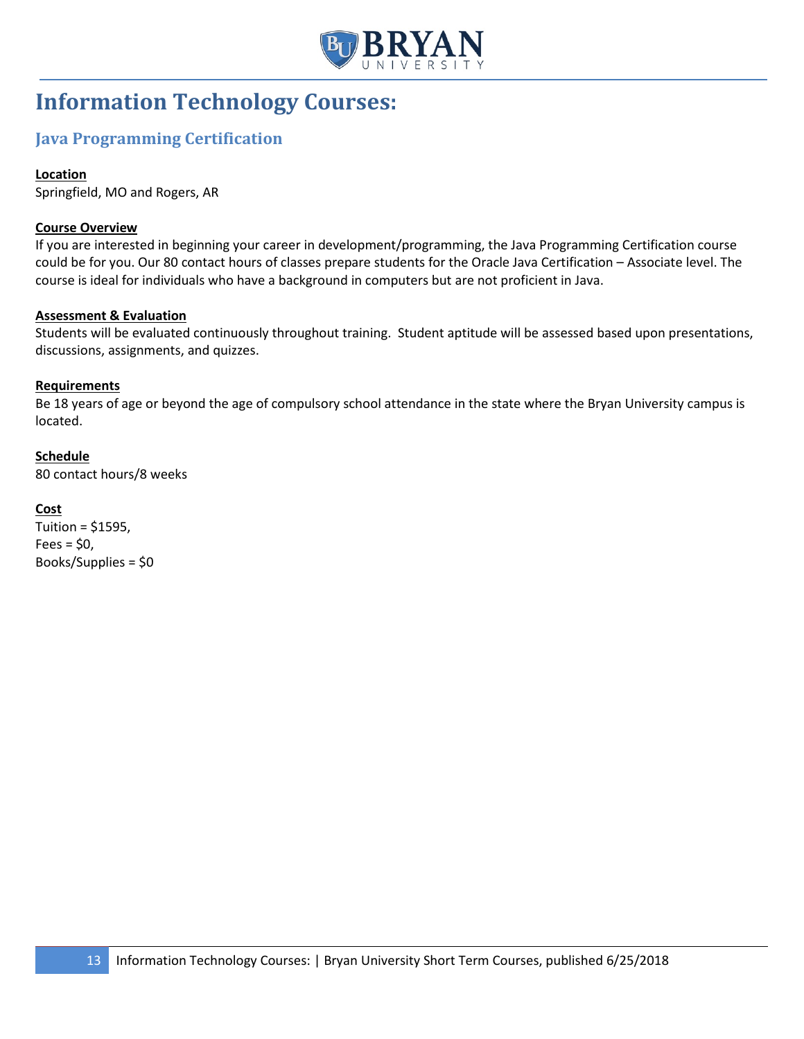# Information Technology Courses:

## Java Programming Certification

**Location**
Springfield, MO and Rogers, AR

**Course Overview**
If you are interested in beginning your career in development/programming, the Java Programming Certification course could be for you. Our 80 contact hours of classes prepare students for the Oracle Java Certification – Associate level. The course is ideal for individuals who have a background in computers but are not proficient in Java.

**Assessment & Evaluation**
Students will be evaluated continuously throughout training. Student aptitude will be assessed based upon presentations, discussions, assignments, and quizzes.

**Requirements**
Be 18 years of age or beyond the age of compulsory school attendance in the state where the Bryan University campus is located.

**Schedule**
80 contact hours/8 weeks

**Cost**
Tuition = $1595,
Fees = $0,
Books/Supplies = $0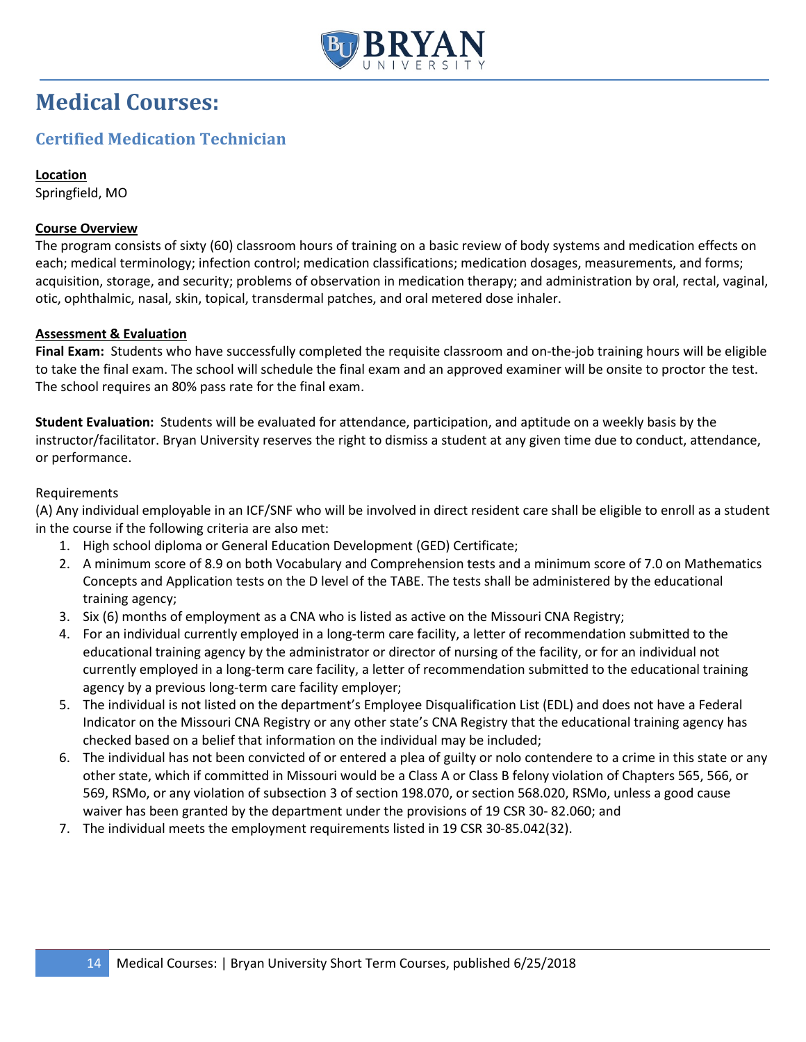# Medical Courses:

## Certified Medication Technician

**Location**
Springfield, MO

**Course Overview**
The program consists of sixty (60) classroom hours of training on a basic review of body systems and medication effects on each; medical terminology; infection control; medication classifications; medication dosages, measurements, and forms; acquisition, storage, and security; problems of observation in medication therapy; and administration by oral, rectal, vaginal, otic, ophthalmic, nasal, skin, topical, transdermal patches, and oral metered dose inhaler.

**Assessment & Evaluation**
**Final Exam:** Students who have successfully completed the requisite classroom and on-the-job training hours will be eligible to take the final exam. The school will schedule the final exam and an approved examiner will be onsite to proctor the test. The school requires an 80% pass rate for the final exam.

**Student Evaluation:** Students will be evaluated for attendance, participation, and aptitude on a weekly basis by the instructor/facilitator. Bryan University reserves the right to dismiss a student at any given time due to conduct, attendance, or performance.

Requirements
(A) Any individual employable in an ICF/SNF who will be involved in direct resident care shall be eligible to enroll as a student in the course if the following criteria are also met:

1. High school diploma or General Education Development (GED) Certificate;
2. A minimum score of 8.9 on both Vocabulary and Comprehension tests and a minimum score of 7.0 on Mathematics Concepts and Application tests on the D level of the TABE. The tests shall be administered by the educational training agency;
3. Six (6) months of employment as a CNA who is listed as active on the Missouri CNA Registry;
4. For an individual currently employed in a long-term care facility, a letter of recommendation submitted to the educational training agency by the administrator or director of nursing of the facility, or for an individual not currently employed in a long-term care facility, a letter of recommendation submitted to the educational training agency by a previous long-term care facility employer;
5. The individual is not listed on the department's Employee Disqualification List (EDL) and does not have a Federal Indicator on the Missouri CNA Registry or any other state's CNA Registry that the educational training agency has checked based on a belief that information on the individual may be included;
6. The individual has not been convicted of or entered a plea of guilty or nolo contendere to a crime in this state or any other state, which if committed in Missouri would be a Class A or Class B felony violation of Chapters 565, 566, or 569, RSMo, or any violation of subsection 3 of section 198.070, or section 568.020, RSMo, unless a good cause waiver has been granted by the department under the provisions of 19 CSR 30- 82.060; and
7. The individual meets the employment requirements listed in 19 CSR 30-85.042(32).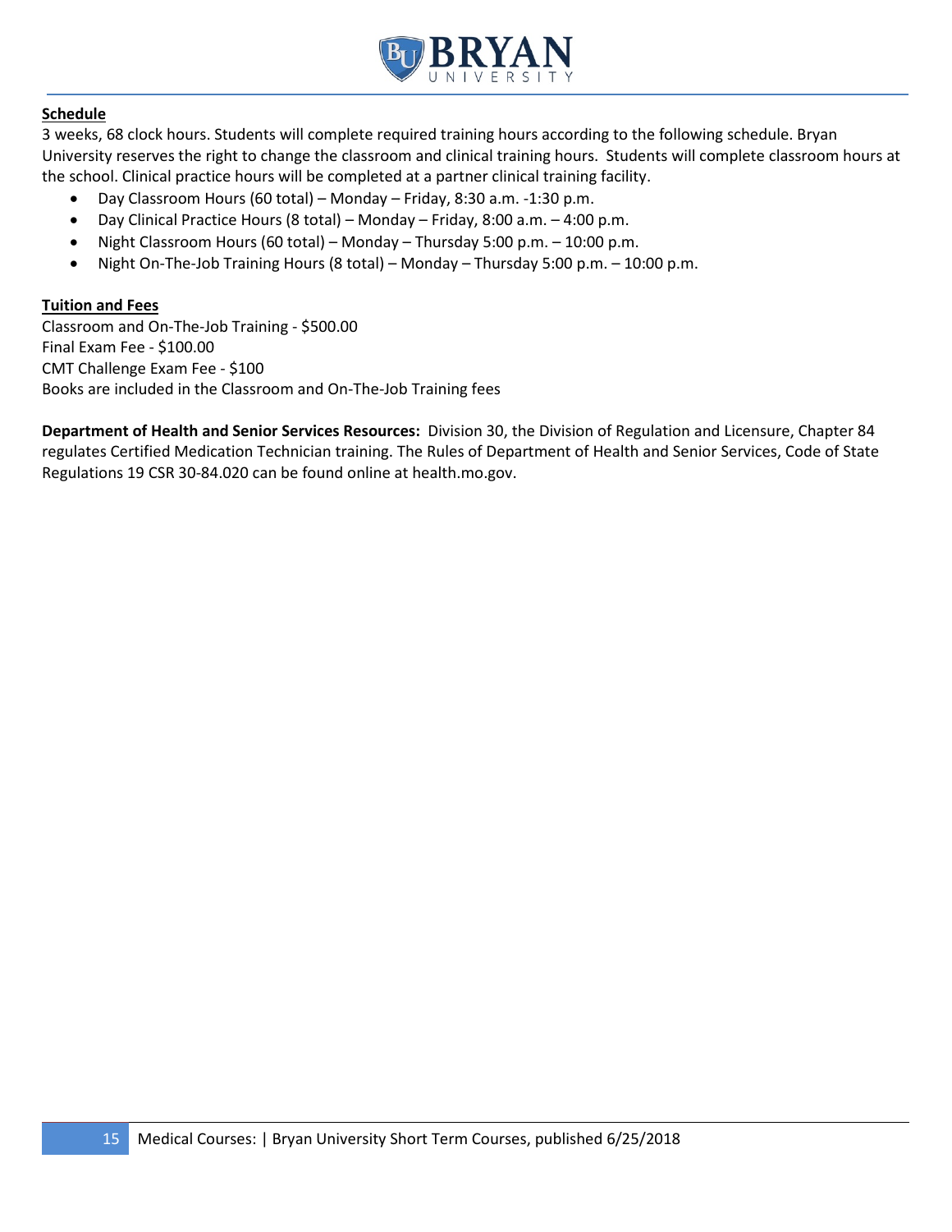**Schedule**

3 weeks, 68 clock hours. Students will complete required training hours according to the following schedule. Bryan University reserves the right to change the classroom and clinical training hours. Students will complete classroom hours at the school. Clinical practice hours will be completed at a partner clinical training facility.

- Day Classroom Hours (60 total) – Monday – Friday, 8:30 a.m. -1:30 p.m.
- Day Clinical Practice Hours (8 total) – Monday – Friday, 8:00 a.m. – 4:00 p.m.
- Night Classroom Hours (60 total) – Monday – Thursday 5:00 p.m. – 10:00 p.m.
- Night On-The-Job Training Hours (8 total) – Monday – Thursday 5:00 p.m. – 10:00 p.m.

**Tuition and Fees**

Classroom and On-The-Job Training - $500.00
Final Exam Fee - $100.00
CMT Challenge Exam Fee - $100
Books are included in the Classroom and On-The-Job Training fees

**Department of Health and Senior Services Resources:** Division 30, the Division of Regulation and Licensure, Chapter 84 regulates Certified Medication Technician training. The Rules of Department of Health and Senior Services, Code of State Regulations 19 CSR 30-84.020 can be found online at health.mo.gov.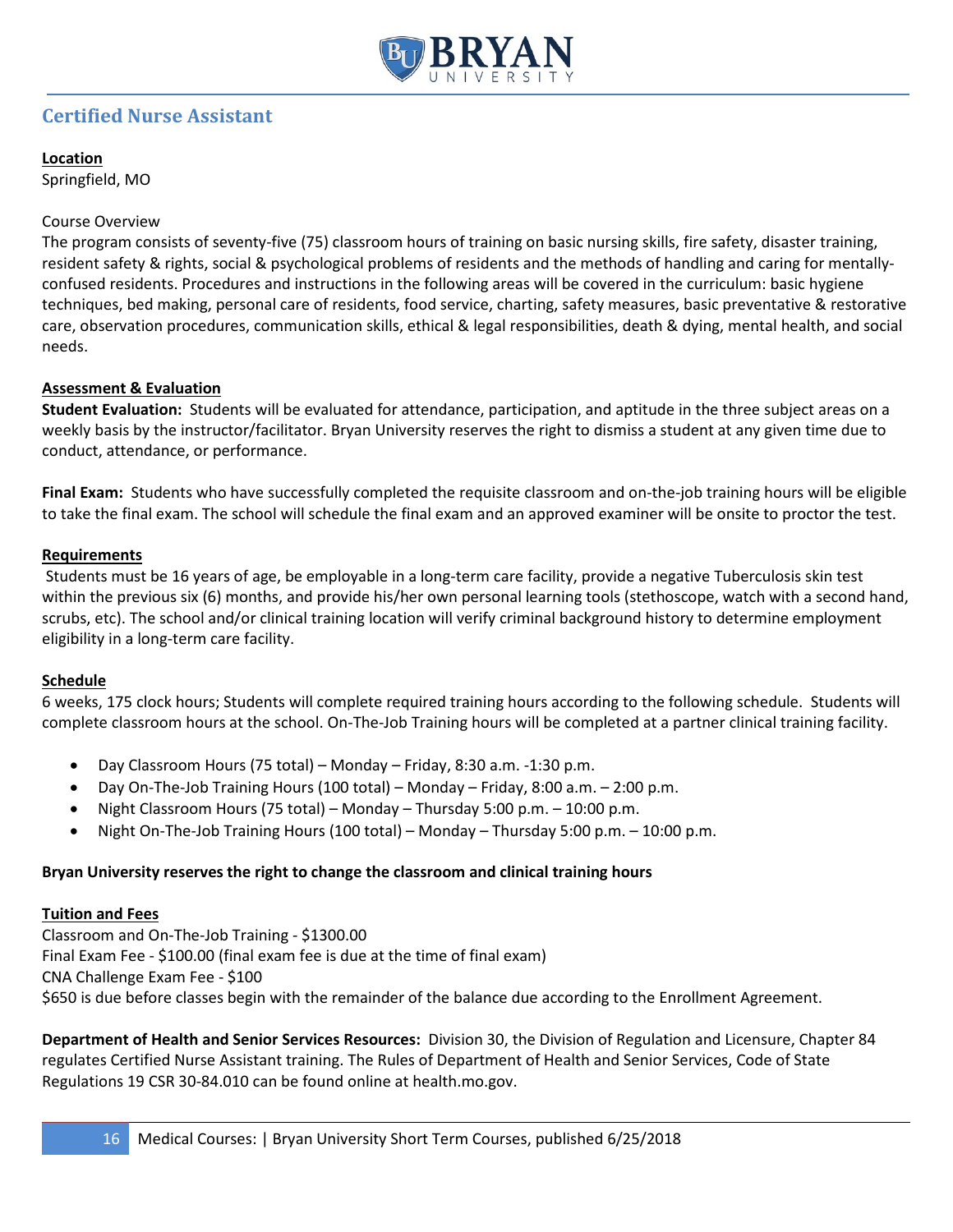## Certified Nurse Assistant

**Location**

Springfield, MO

Course Overview

The program consists of seventy-five (75) classroom hours of training on basic nursing skills, fire safety, disaster training, resident safety & rights, social & psychological problems of residents and the methods of handling and caring for mentally-confused residents. Procedures and instructions in the following areas will be covered in the curriculum: basic hygiene techniques, bed making, personal care of residents, food service, charting, safety measures, basic preventative & restorative care, observation procedures, communication skills, ethical & legal responsibilities, death & dying, mental health, and social needs.

**Assessment & Evaluation**

**Student Evaluation:** Students will be evaluated for attendance, participation, and aptitude in the three subject areas on a weekly basis by the instructor/facilitator. Bryan University reserves the right to dismiss a student at any given time due to conduct, attendance, or performance.

**Final Exam:** Students who have successfully completed the requisite classroom and on-the-job training hours will be eligible to take the final exam. The school will schedule the final exam and an approved examiner will be onsite to proctor the test.

**Requirements**

Students must be 16 years of age, be employable in a long-term care facility, provide a negative Tuberculosis skin test within the previous six (6) months, and provide his/her own personal learning tools (stethoscope, watch with a second hand, scrubs, etc). The school and/or clinical training location will verify criminal background history to determine employment eligibility in a long-term care facility.

**Schedule**

6 weeks, 175 clock hours; Students will complete required training hours according to the following schedule. Students will complete classroom hours at the school. On-The-Job Training hours will be completed at a partner clinical training facility.

- Day Classroom Hours (75 total) – Monday – Friday, 8:30 a.m. -1:30 p.m.
- Day On-The-Job Training Hours (100 total) – Monday – Friday, 8:00 a.m. – 2:00 p.m.
- Night Classroom Hours (75 total) – Monday – Thursday 5:00 p.m. – 10:00 p.m.
- Night On-The-Job Training Hours (100 total) – Monday – Thursday 5:00 p.m. – 10:00 p.m.

**Bryan University reserves the right to change the classroom and clinical training hours**

**Tuition and Fees**

Classroom and On-The-Job Training - $1300.00
Final Exam Fee - $100.00 (final exam fee is due at the time of final exam)
CNA Challenge Exam Fee - $100
$650 is due before classes begin with the remainder of the balance due according to the Enrollment Agreement.

**Department of Health and Senior Services Resources:** Division 30, the Division of Regulation and Licensure, Chapter 84 regulates Certified Nurse Assistant training. The Rules of Department of Health and Senior Services, Code of State Regulations 19 CSR 30-84.010 can be found online at health.mo.gov.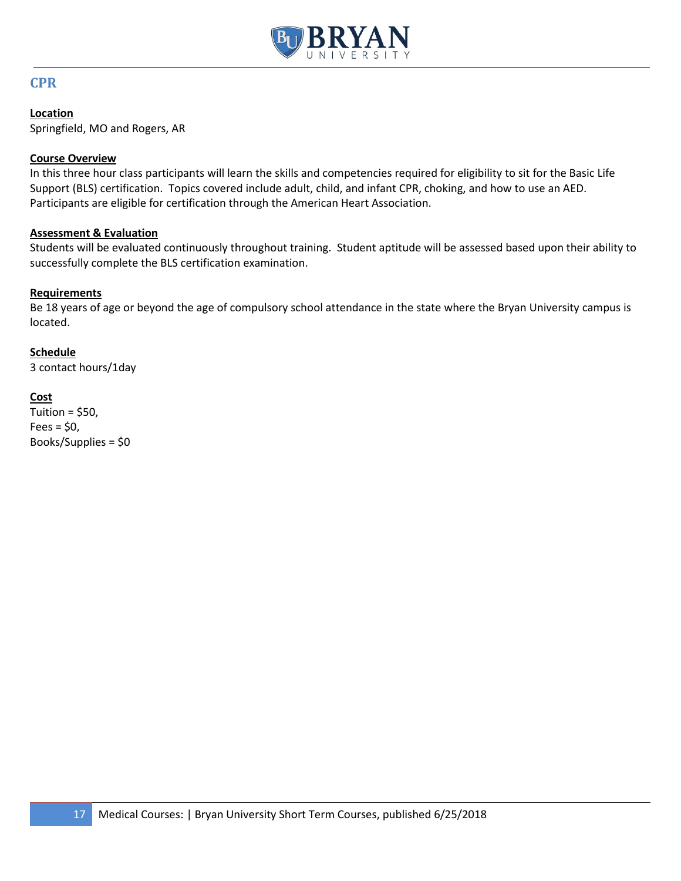## CPR

**Location**

Springfield, MO and Rogers, AR

**Course Overview**

In this three hour class participants will learn the skills and competencies required for eligibility to sit for the Basic Life Support (BLS) certification. Topics covered include adult, child, and infant CPR, choking, and how to use an AED. Participants are eligible for certification through the American Heart Association.

**Assessment & Evaluation**

Students will be evaluated continuously throughout training. Student aptitude will be assessed based upon their ability to successfully complete the BLS certification examination.

**Requirements**

Be 18 years of age or beyond the age of compulsory school attendance in the state where the Bryan University campus is located.

**Schedule**

3 contact hours/1day

**Cost**

Tuition = $50,
Fees = $0,
Books/Supplies = $0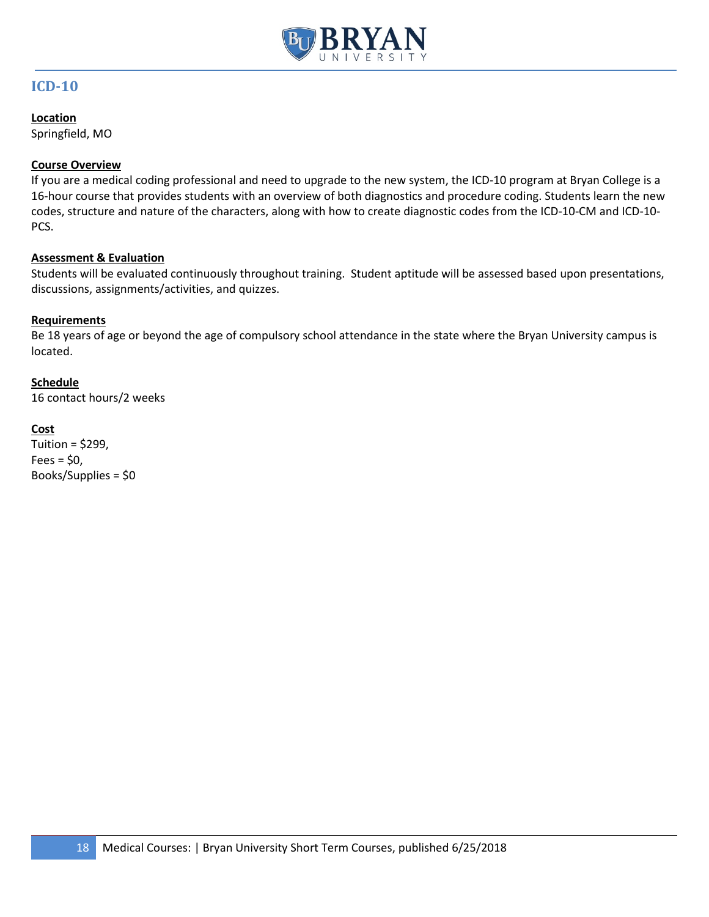## ICD-10

**Location**
Springfield, MO

**Course Overview**
If you are a medical coding professional and need to upgrade to the new system, the ICD-10 program at Bryan College is a 16-hour course that provides students with an overview of both diagnostics and procedure coding. Students learn the new codes, structure and nature of the characters, along with how to create diagnostic codes from the ICD-10-CM and ICD-10-PCS.

**Assessment & Evaluation**
Students will be evaluated continuously throughout training. Student aptitude will be assessed based upon presentations, discussions, assignments/activities, and quizzes.

**Requirements**
Be 18 years of age or beyond the age of compulsory school attendance in the state where the Bryan University campus is located.

**Schedule**
16 contact hours/2 weeks

**Cost**
Tuition = $299,
Fees = $0,
Books/Supplies = $0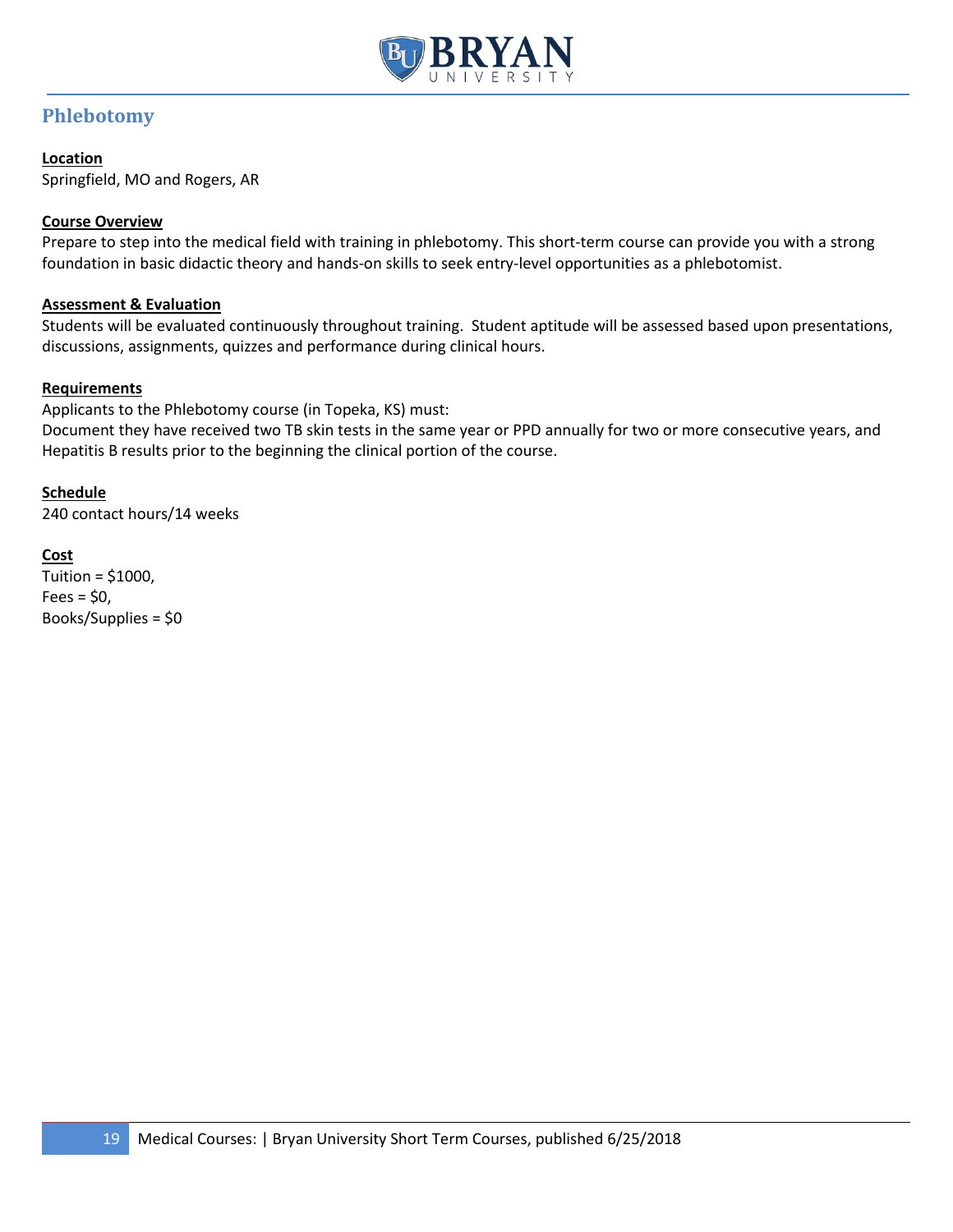## Phlebotomy

**Location**

Springfield, MO and Rogers, AR

**Course Overview**

Prepare to step into the medical field with training in phlebotomy. This short-term course can provide you with a strong foundation in basic didactic theory and hands-on skills to seek entry-level opportunities as a phlebotomist.

**Assessment & Evaluation**

Students will be evaluated continuously throughout training. Student aptitude will be assessed based upon presentations, discussions, assignments, quizzes and performance during clinical hours.

**Requirements**

Applicants to the Phlebotomy course (in Topeka, KS) must:
Document they have received two TB skin tests in the same year or PPD annually for two or more consecutive years, and Hepatitis B results prior to the beginning the clinical portion of the course.

**Schedule**

240 contact hours/14 weeks

**Cost**

Tuition = $1000,
Fees = $0,
Books/Supplies = $0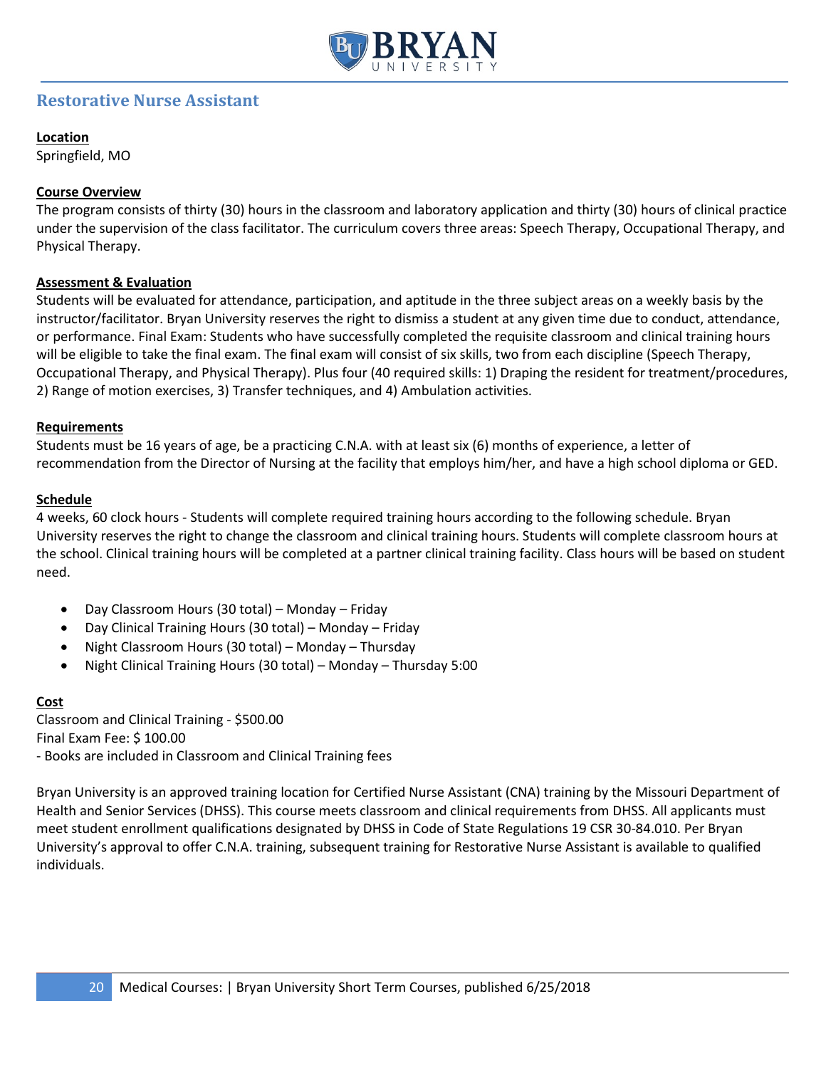## Restorative Nurse Assistant

**Location**

Springfield, MO

**Course Overview**

The program consists of thirty (30) hours in the classroom and laboratory application and thirty (30) hours of clinical practice under the supervision of the class facilitator. The curriculum covers three areas: Speech Therapy, Occupational Therapy, and Physical Therapy.

**Assessment & Evaluation**

Students will be evaluated for attendance, participation, and aptitude in the three subject areas on a weekly basis by the instructor/facilitator. Bryan University reserves the right to dismiss a student at any given time due to conduct, attendance, or performance. Final Exam: Students who have successfully completed the requisite classroom and clinical training hours will be eligible to take the final exam. The final exam will consist of six skills, two from each discipline (Speech Therapy, Occupational Therapy, and Physical Therapy). Plus four (40 required skills: 1) Draping the resident for treatment/procedures, 2) Range of motion exercises, 3) Transfer techniques, and 4) Ambulation activities.

**Requirements**

Students must be 16 years of age, be a practicing C.N.A. with at least six (6) months of experience, a letter of recommendation from the Director of Nursing at the facility that employs him/her, and have a high school diploma or GED.

**Schedule**

4 weeks, 60 clock hours - Students will complete required training hours according to the following schedule. Bryan University reserves the right to change the classroom and clinical training hours. Students will complete classroom hours at the school. Clinical training hours will be completed at a partner clinical training facility. Class hours will be based on student need.

- Day Classroom Hours (30 total) – Monday – Friday
- Day Clinical Training Hours (30 total) – Monday – Friday
- Night Classroom Hours (30 total) – Monday – Thursday
- Night Clinical Training Hours (30 total) – Monday – Thursday 5:00

**Cost**

Classroom and Clinical Training - $500.00

Final Exam Fee: $ 100.00

- Books are included in Classroom and Clinical Training fees

Bryan University is an approved training location for Certified Nurse Assistant (CNA) training by the Missouri Department of Health and Senior Services (DHSS). This course meets classroom and clinical requirements from DHSS. All applicants must meet student enrollment qualifications designated by DHSS in Code of State Regulations 19 CSR 30-84.010. Per Bryan University's approval to offer C.N.A. training, subsequent training for Restorative Nurse Assistant is available to qualified individuals.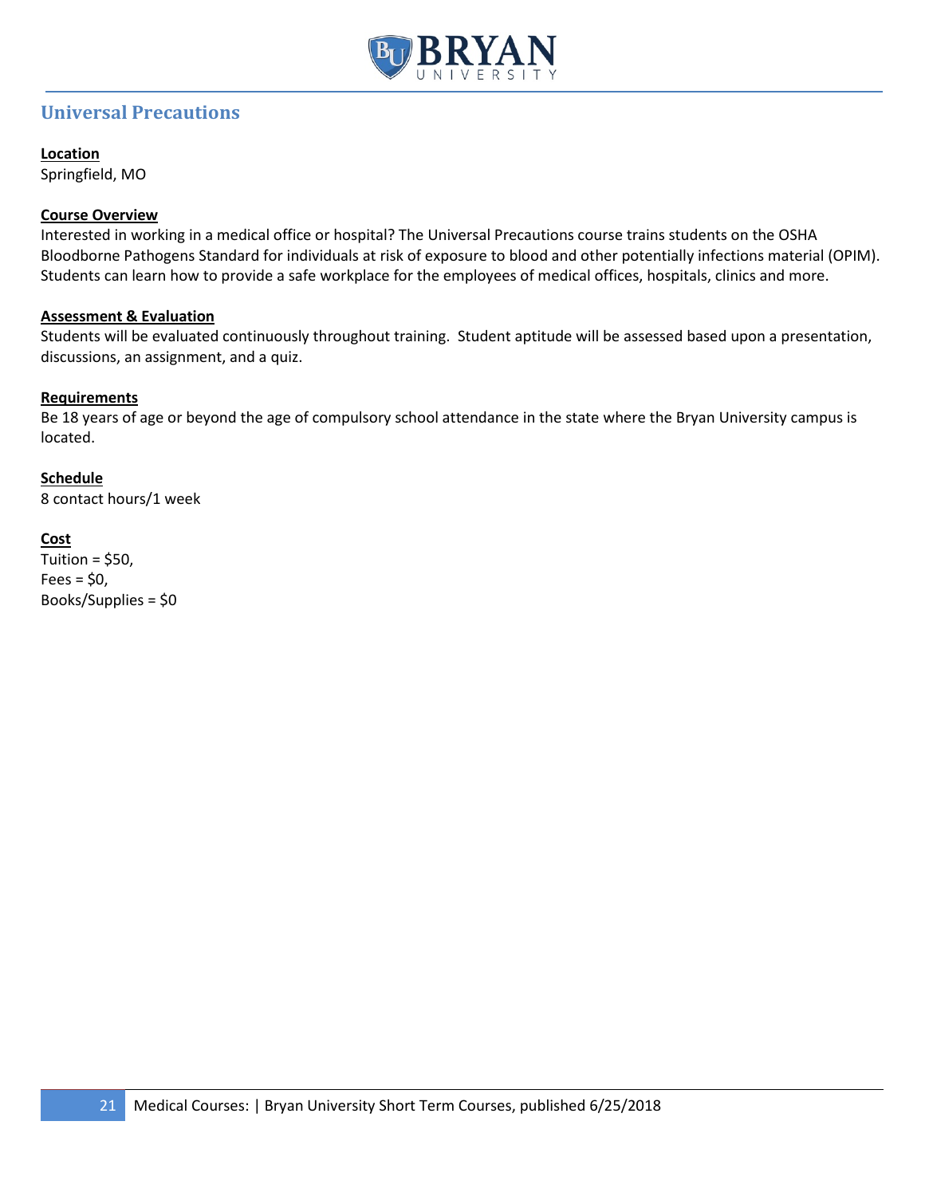## Universal Precautions

**Location**
Springfield, MO

**Course Overview**
Interested in working in a medical office or hospital? The Universal Precautions course trains students on the OSHA Bloodborne Pathogens Standard for individuals at risk of exposure to blood and other potentially infections material (OPIM). Students can learn how to provide a safe workplace for the employees of medical offices, hospitals, clinics and more.

**Assessment & Evaluation**
Students will be evaluated continuously throughout training. Student aptitude will be assessed based upon a presentation, discussions, an assignment, and a quiz.

**Requirements**
Be 18 years of age or beyond the age of compulsory school attendance in the state where the Bryan University campus is located.

**Schedule**
8 contact hours/1 week

**Cost**
Tuition = $50,
Fees = $0,
Books/Supplies = $0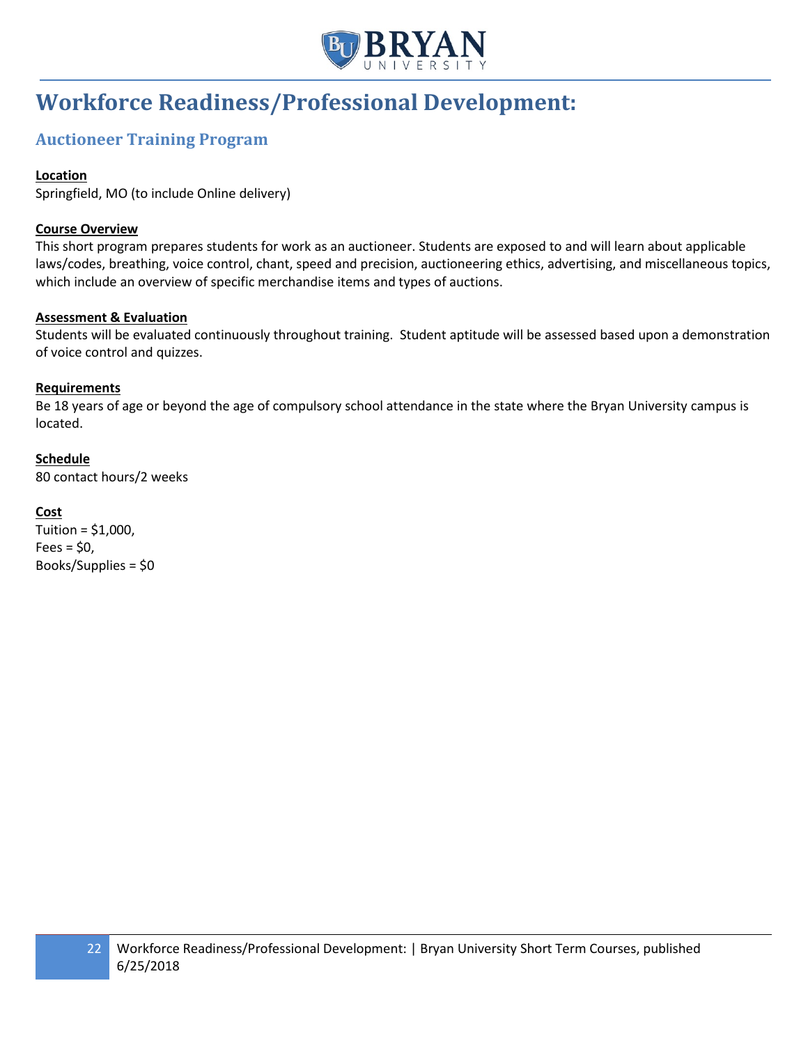# Workforce Readiness/Professional Development:

## Auctioneer Training Program

**Location**

Springfield, MO (to include Online delivery)

**Course Overview**

This short program prepares students for work as an auctioneer. Students are exposed to and will learn about applicable laws/codes, breathing, voice control, chant, speed and precision, auctioneering ethics, advertising, and miscellaneous topics, which include an overview of specific merchandise items and types of auctions.

**Assessment & Evaluation**

Students will be evaluated continuously throughout training. Student aptitude will be assessed based upon a demonstration of voice control and quizzes.

**Requirements**

Be 18 years of age or beyond the age of compulsory school attendance in the state where the Bryan University campus is located.

**Schedule**

80 contact hours/2 weeks

**Cost**

Tuition = $1,000,
Fees = $0,
Books/Supplies = $0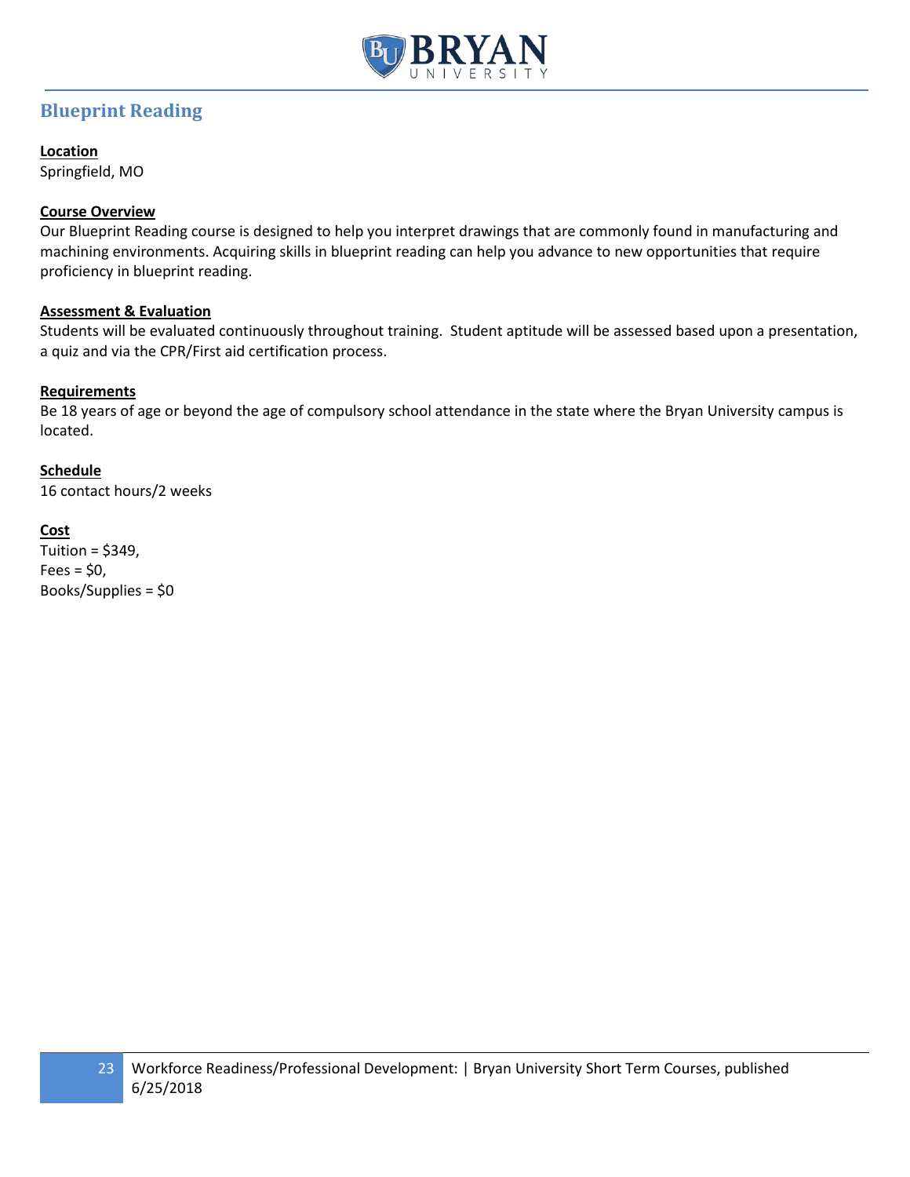## Blueprint Reading

**Location**
Springfield, MO

**Course Overview**
Our Blueprint Reading course is designed to help you interpret drawings that are commonly found in manufacturing and machining environments. Acquiring skills in blueprint reading can help you advance to new opportunities that require proficiency in blueprint reading.

**Assessment & Evaluation**
Students will be evaluated continuously throughout training. Student aptitude will be assessed based upon a presentation, a quiz and via the CPR/First aid certification process.

**Requirements**
Be 18 years of age or beyond the age of compulsory school attendance in the state where the Bryan University campus is located.

**Schedule**
16 contact hours/2 weeks

**Cost**
Tuition = $349,
Fees = $0,
Books/Supplies = $0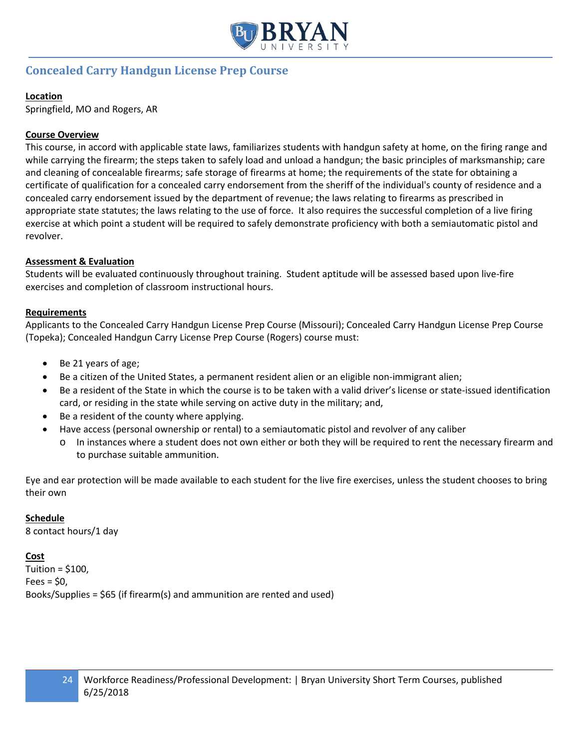## Concealed Carry Handgun License Prep Course

**Location**

Springfield, MO and Rogers, AR

**Course Overview**

This course, in accord with applicable state laws, familiarizes students with handgun safety at home, on the firing range and while carrying the firearm; the steps taken to safely load and unload a handgun; the basic principles of marksmanship; care and cleaning of concealable firearms; safe storage of firearms at home; the requirements of the state for obtaining a certificate of qualification for a concealed carry endorsement from the sheriff of the individual's county of residence and a concealed carry endorsement issued by the department of revenue; the laws relating to firearms as prescribed in appropriate state statutes; the laws relating to the use of force. It also requires the successful completion of a live firing exercise at which point a student will be required to safely demonstrate proficiency with both a semiautomatic pistol and revolver.

**Assessment & Evaluation**

Students will be evaluated continuously throughout training. Student aptitude will be assessed based upon live-fire exercises and completion of classroom instructional hours.

**Requirements**

Applicants to the Concealed Carry Handgun License Prep Course (Missouri); Concealed Carry Handgun License Prep Course (Topeka); Concealed Handgun Carry License Prep Course (Rogers) course must:

- Be 21 years of age;
- Be a citizen of the United States, a permanent resident alien or an eligible non-immigrant alien;
- Be a resident of the State in which the course is to be taken with a valid driver's license or state-issued identification card, or residing in the state while serving on active duty in the military; and,
- Be a resident of the county where applying.
- Have access (personal ownership or rental) to a semiautomatic pistol and revolver of any caliber
  - In instances where a student does not own either or both they will be required to rent the necessary firearm and to purchase suitable ammunition.

Eye and ear protection will be made available to each student for the live fire exercises, unless the student chooses to bring their own

**Schedule**

8 contact hours/1 day

**Cost**

Tuition = $100,
Fees = $0,
Books/Supplies = $65 (if firearm(s) and ammunition are rented and used)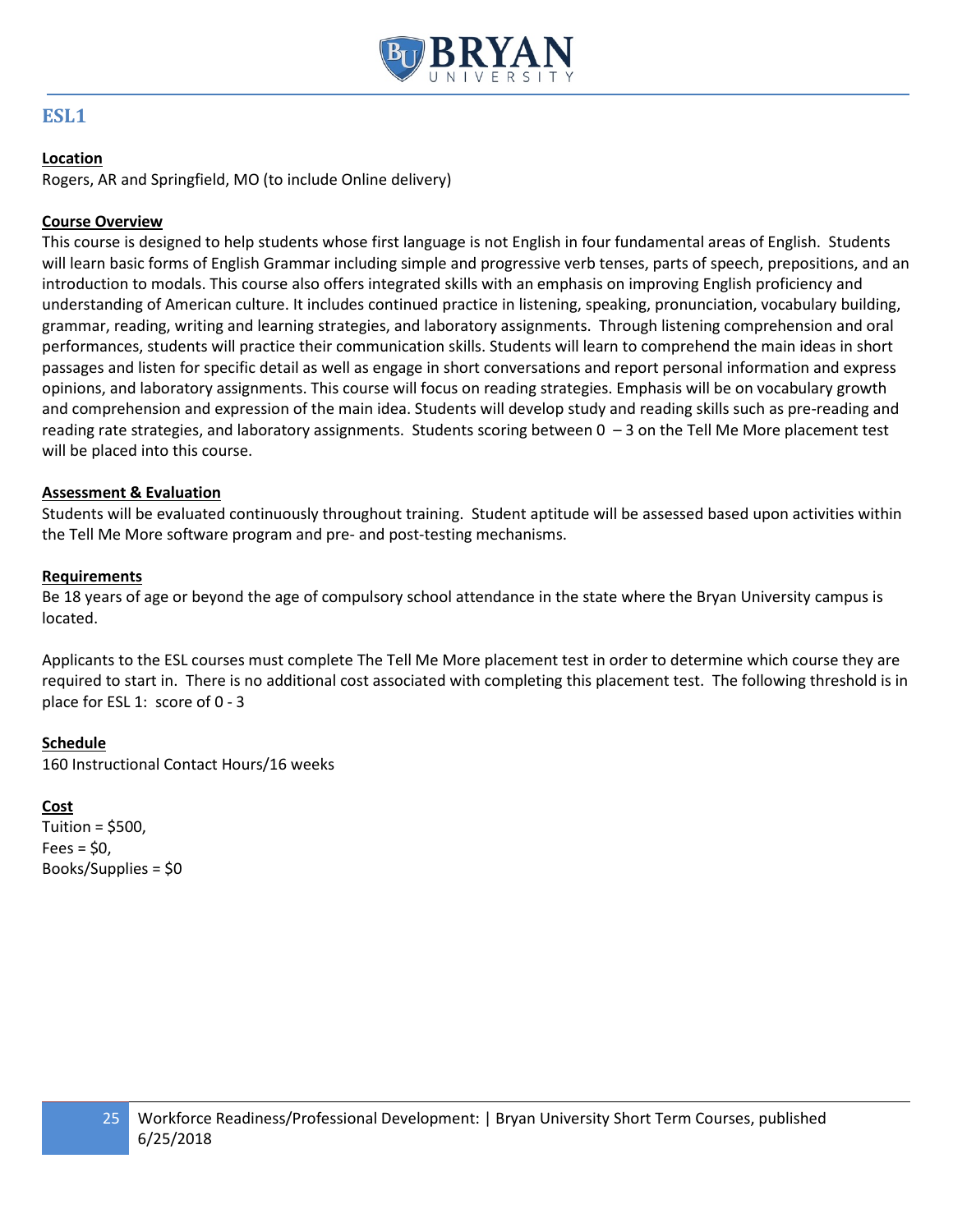## ESL1

**Location**

Rogers, AR and Springfield, MO (to include Online delivery)

**Course Overview**

This course is designed to help students whose first language is not English in four fundamental areas of English. Students will learn basic forms of English Grammar including simple and progressive verb tenses, parts of speech, prepositions, and an introduction to modals. This course also offers integrated skills with an emphasis on improving English proficiency and understanding of American culture. It includes continued practice in listening, speaking, pronunciation, vocabulary building, grammar, reading, writing and learning strategies, and laboratory assignments. Through listening comprehension and oral performances, students will practice their communication skills. Students will learn to comprehend the main ideas in short passages and listen for specific detail as well as engage in short conversations and report personal information and express opinions, and laboratory assignments. This course will focus on reading strategies. Emphasis will be on vocabulary growth and comprehension and expression of the main idea. Students will develop study and reading skills such as pre-reading and reading rate strategies, and laboratory assignments. Students scoring between 0 – 3 on the Tell Me More placement test will be placed into this course.

**Assessment & Evaluation**

Students will be evaluated continuously throughout training. Student aptitude will be assessed based upon activities within the Tell Me More software program and pre- and post-testing mechanisms.

**Requirements**

Be 18 years of age or beyond the age of compulsory school attendance in the state where the Bryan University campus is located.

Applicants to the ESL courses must complete The Tell Me More placement test in order to determine which course they are required to start in. There is no additional cost associated with completing this placement test. The following threshold is in place for ESL 1: score of 0 - 3

**Schedule**

160 Instructional Contact Hours/16 weeks

**Cost**

Tuition = $500,
Fees = $0,
Books/Supplies = $0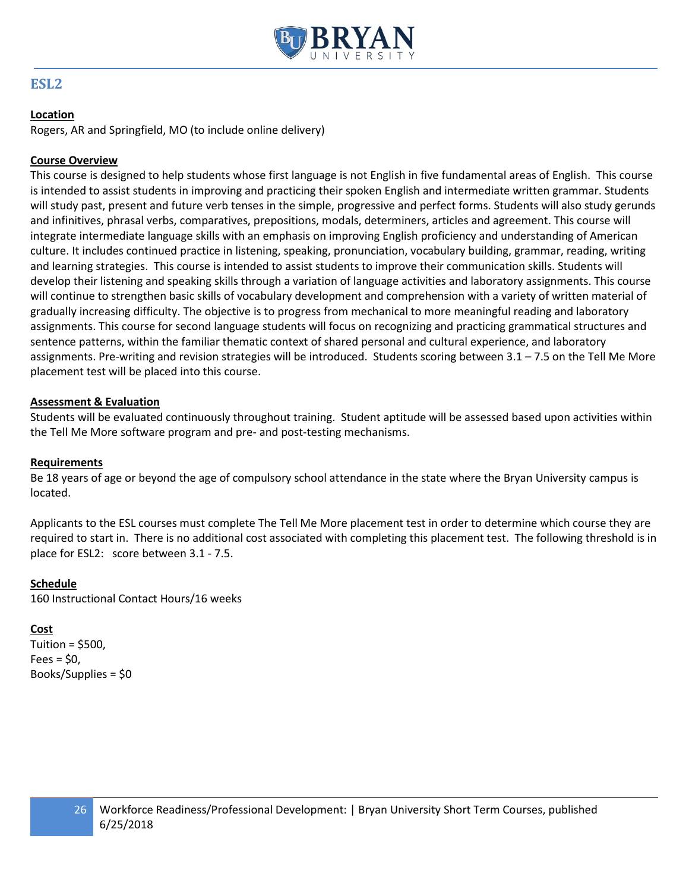## ESL2

**Location**

Rogers, AR and Springfield, MO (to include online delivery)

**Course Overview**

This course is designed to help students whose first language is not English in five fundamental areas of English. This course is intended to assist students in improving and practicing their spoken English and intermediate written grammar. Students will study past, present and future verb tenses in the simple, progressive and perfect forms. Students will also study gerunds and infinitives, phrasal verbs, comparatives, prepositions, modals, determiners, articles and agreement. This course will integrate intermediate language skills with an emphasis on improving English proficiency and understanding of American culture. It includes continued practice in listening, speaking, pronunciation, vocabulary building, grammar, reading, writing and learning strategies. This course is intended to assist students to improve their communication skills. Students will develop their listening and speaking skills through a variation of language activities and laboratory assignments. This course will continue to strengthen basic skills of vocabulary development and comprehension with a variety of written material of gradually increasing difficulty. The objective is to progress from mechanical to more meaningful reading and laboratory assignments. This course for second language students will focus on recognizing and practicing grammatical structures and sentence patterns, within the familiar thematic context of shared personal and cultural experience, and laboratory assignments. Pre-writing and revision strategies will be introduced. Students scoring between 3.1 – 7.5 on the Tell Me More placement test will be placed into this course.

**Assessment & Evaluation**

Students will be evaluated continuously throughout training. Student aptitude will be assessed based upon activities within the Tell Me More software program and pre- and post-testing mechanisms.

**Requirements**

Be 18 years of age or beyond the age of compulsory school attendance in the state where the Bryan University campus is located.

Applicants to the ESL courses must complete The Tell Me More placement test in order to determine which course they are required to start in. There is no additional cost associated with completing this placement test. The following threshold is in place for ESL2: score between 3.1 - 7.5.

**Schedule**

160 Instructional Contact Hours/16 weeks

**Cost**

Tuition = $500,
Fees = $0,
Books/Supplies = $0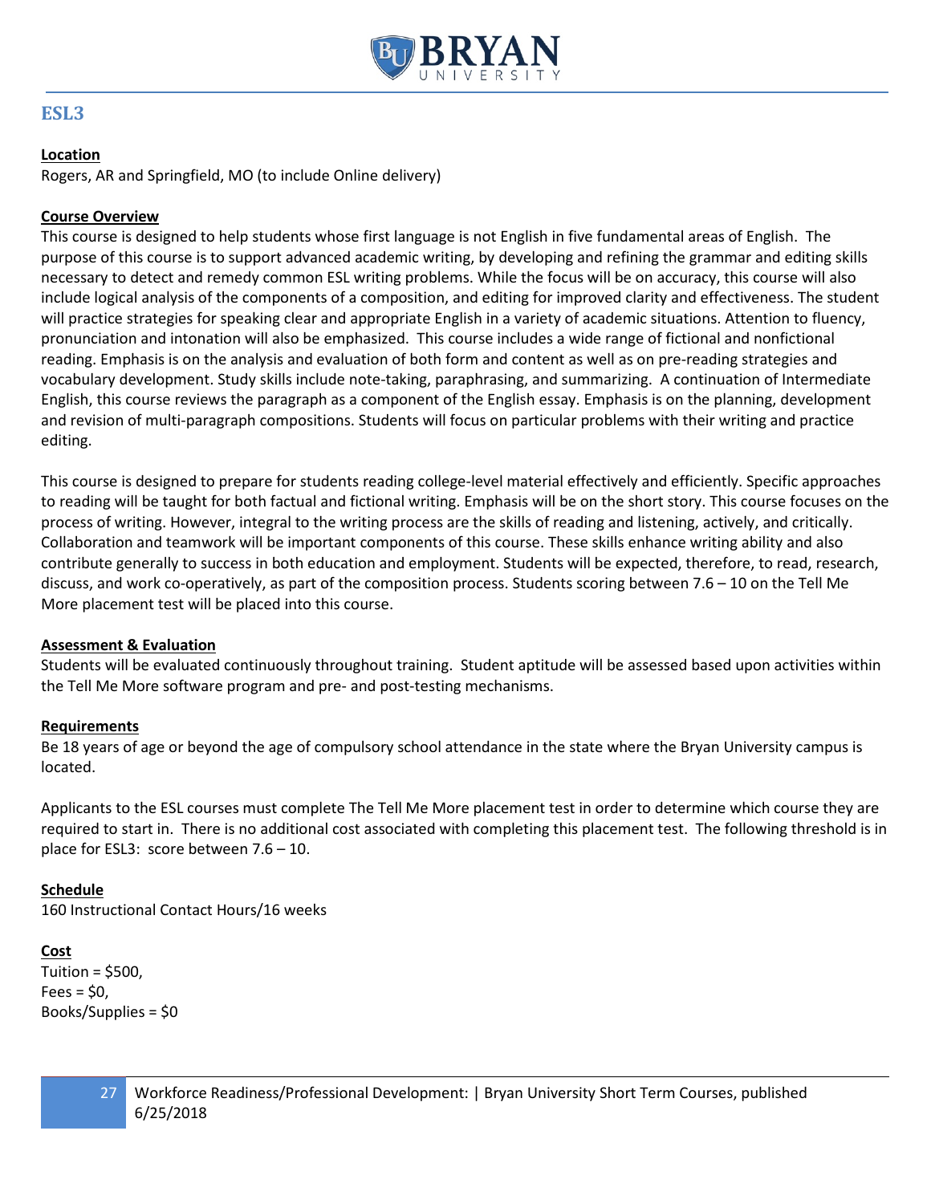## ESL3

**Location**

Rogers, AR and Springfield, MO (to include Online delivery)

**Course Overview**

This course is designed to help students whose first language is not English in five fundamental areas of English. The purpose of this course is to support advanced academic writing, by developing and refining the grammar and editing skills necessary to detect and remedy common ESL writing problems. While the focus will be on accuracy, this course will also include logical analysis of the components of a composition, and editing for improved clarity and effectiveness. The student will practice strategies for speaking clear and appropriate English in a variety of academic situations. Attention to fluency, pronunciation and intonation will also be emphasized. This course includes a wide range of fictional and nonfictional reading. Emphasis is on the analysis and evaluation of both form and content as well as on pre-reading strategies and vocabulary development. Study skills include note-taking, paraphrasing, and summarizing. A continuation of Intermediate English, this course reviews the paragraph as a component of the English essay. Emphasis is on the planning, development and revision of multi-paragraph compositions. Students will focus on particular problems with their writing and practice editing.

This course is designed to prepare for students reading college-level material effectively and efficiently. Specific approaches to reading will be taught for both factual and fictional writing. Emphasis will be on the short story. This course focuses on the process of writing. However, integral to the writing process are the skills of reading and listening, actively, and critically. Collaboration and teamwork will be important components of this course. These skills enhance writing ability and also contribute generally to success in both education and employment. Students will be expected, therefore, to read, research, discuss, and work co-operatively, as part of the composition process. Students scoring between 7.6 – 10 on the Tell Me More placement test will be placed into this course.

**Assessment & Evaluation**

Students will be evaluated continuously throughout training. Student aptitude will be assessed based upon activities within the Tell Me More software program and pre- and post-testing mechanisms.

**Requirements**

Be 18 years of age or beyond the age of compulsory school attendance in the state where the Bryan University campus is located.

Applicants to the ESL courses must complete The Tell Me More placement test in order to determine which course they are required to start in. There is no additional cost associated with completing this placement test. The following threshold is in place for ESL3: score between 7.6 – 10.

**Schedule**

160 Instructional Contact Hours/16 weeks

**Cost**

Tuition = $500,
Fees = $0,
Books/Supplies = $0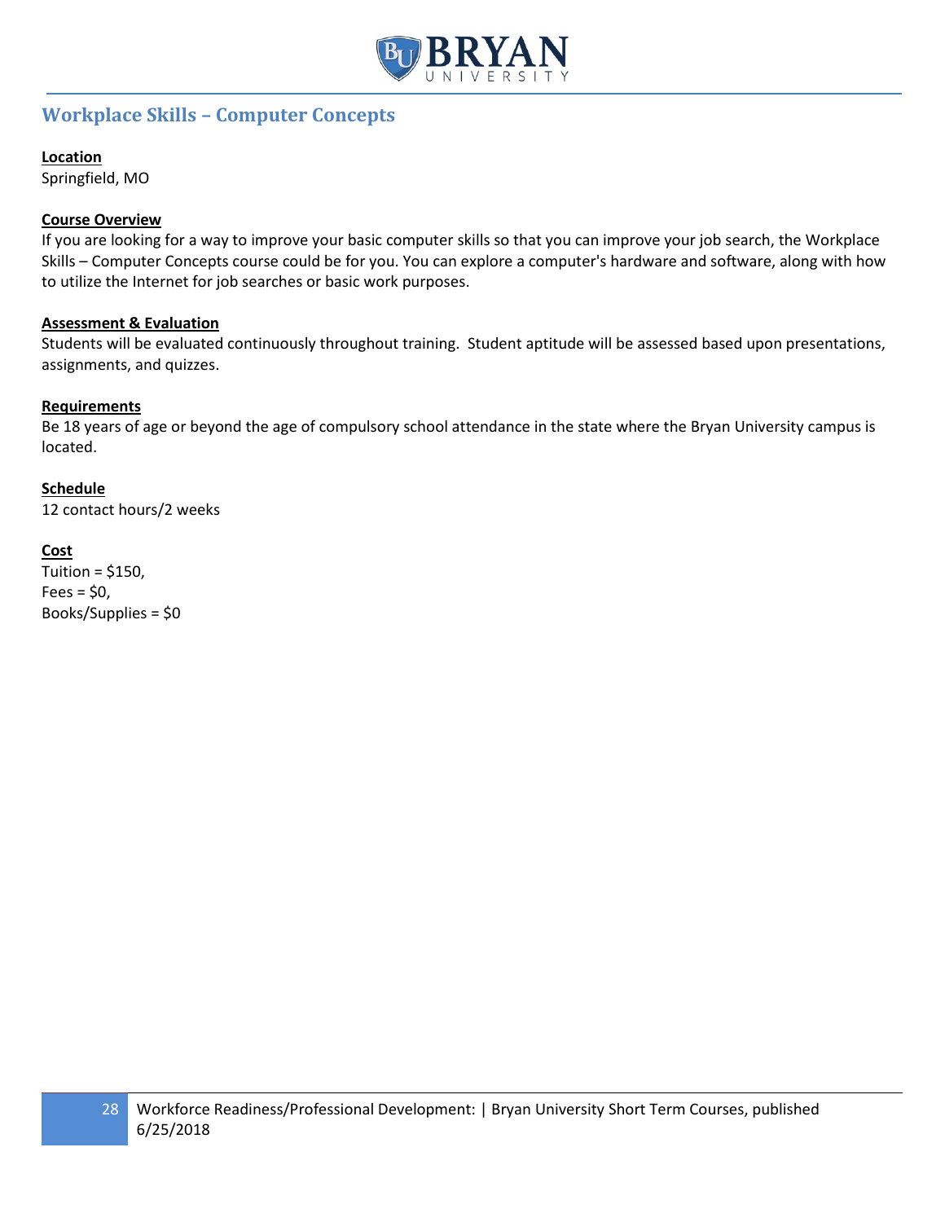## Workplace Skills – Computer Concepts

**Location**
Springfield, MO

**Course Overview**
If you are looking for a way to improve your basic computer skills so that you can improve your job search, the Workplace Skills – Computer Concepts course could be for you. You can explore a computer's hardware and software, along with how to utilize the Internet for job searches or basic work purposes.

**Assessment & Evaluation**
Students will be evaluated continuously throughout training. Student aptitude will be assessed based upon presentations, assignments, and quizzes.

**Requirements**
Be 18 years of age or beyond the age of compulsory school attendance in the state where the Bryan University campus is located.

**Schedule**
12 contact hours/2 weeks

**Cost**
Tuition = $150,
Fees = $0,
Books/Supplies = $0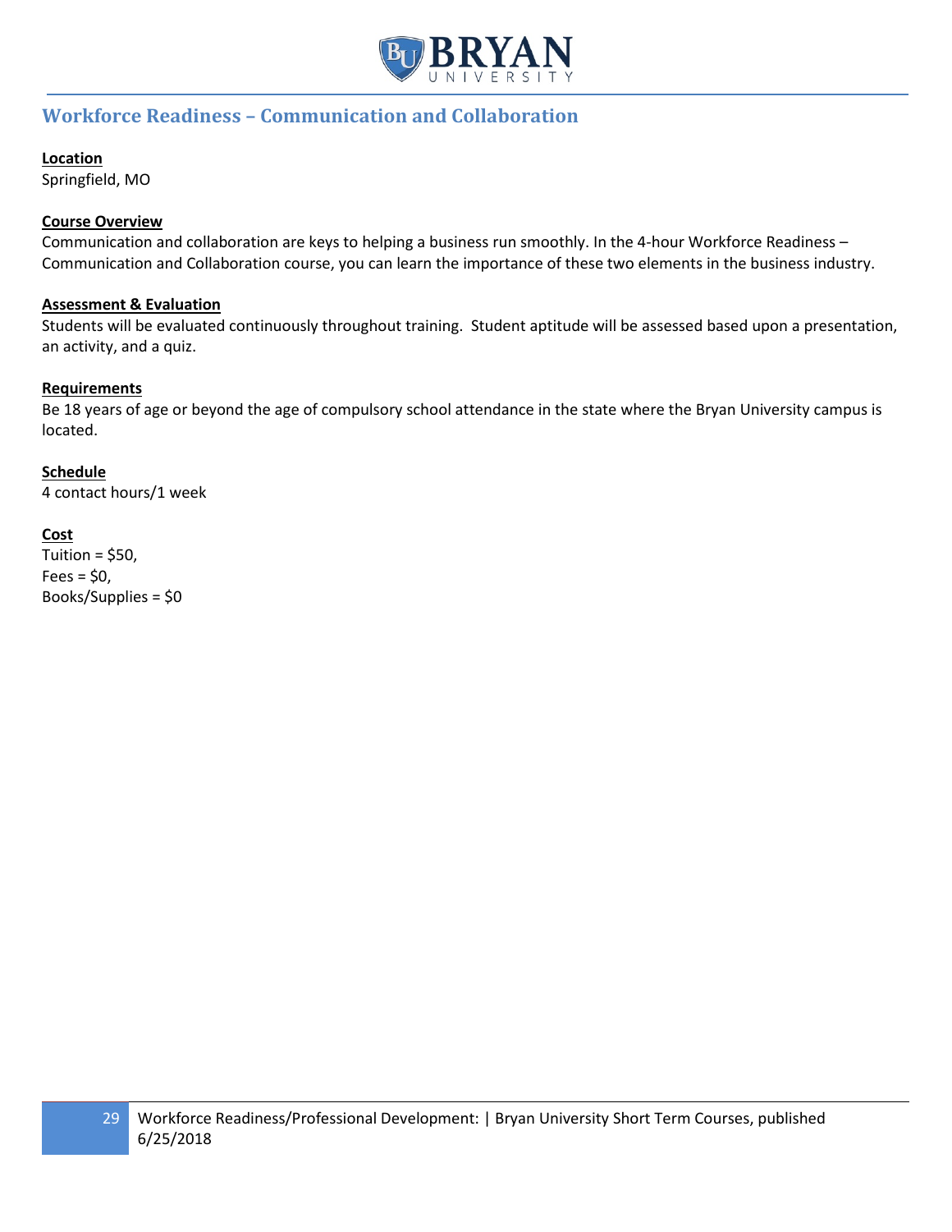## Workforce Readiness – Communication and Collaboration

**Location**
Springfield, MO

**Course Overview**
Communication and collaboration are keys to helping a business run smoothly. In the 4-hour Workforce Readiness – Communication and Collaboration course, you can learn the importance of these two elements in the business industry.

**Assessment & Evaluation**
Students will be evaluated continuously throughout training. Student aptitude will be assessed based upon a presentation, an activity, and a quiz.

**Requirements**
Be 18 years of age or beyond the age of compulsory school attendance in the state where the Bryan University campus is located.

**Schedule**
4 contact hours/1 week

**Cost**
Tuition = $50,
Fees = $0,
Books/Supplies = $0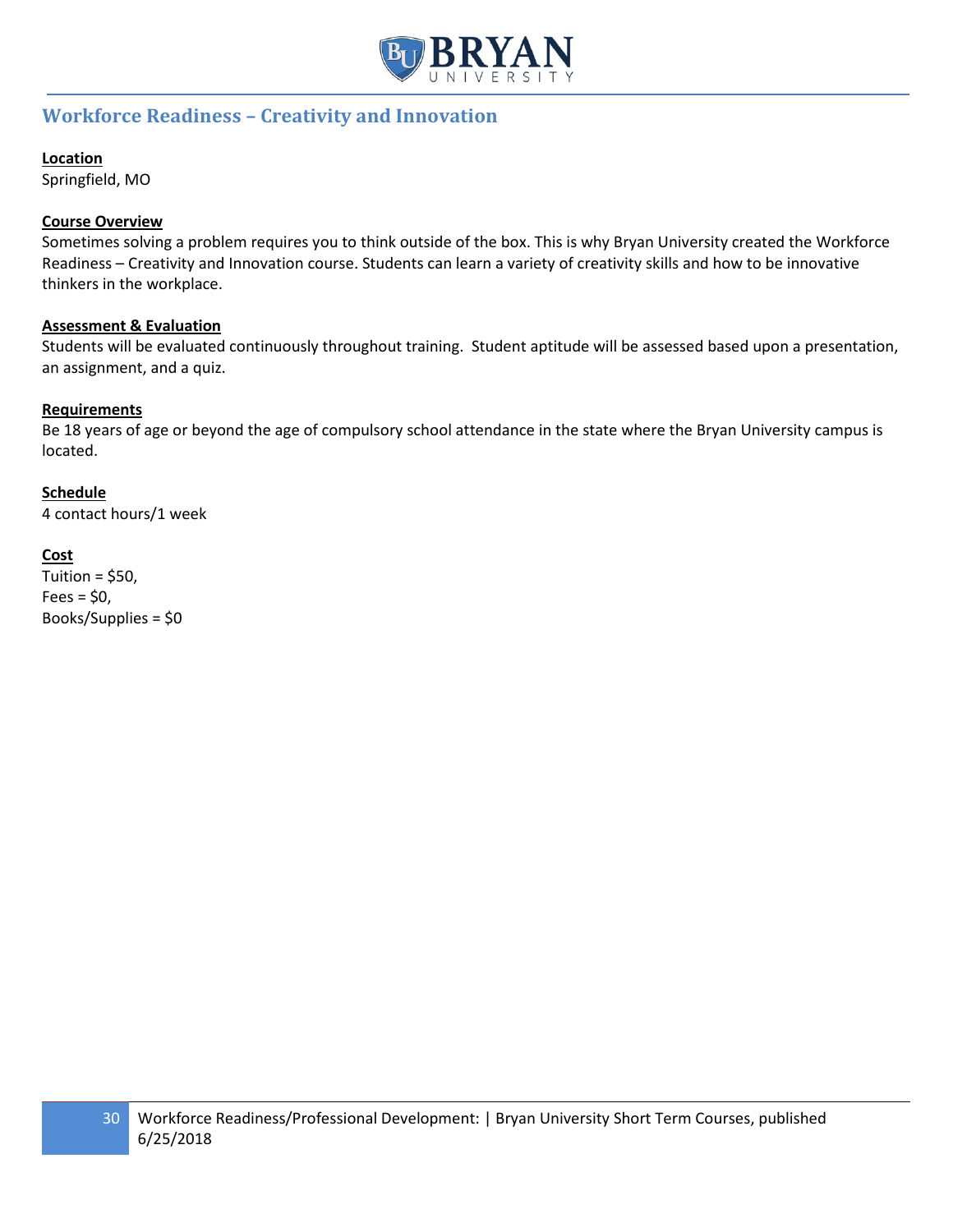## Workforce Readiness – Creativity and Innovation

**Location**
Springfield, MO

**Course Overview**
Sometimes solving a problem requires you to think outside of the box. This is why Bryan University created the Workforce Readiness – Creativity and Innovation course. Students can learn a variety of creativity skills and how to be innovative thinkers in the workplace.

**Assessment & Evaluation**
Students will be evaluated continuously throughout training. Student aptitude will be assessed based upon a presentation, an assignment, and a quiz.

**Requirements**
Be 18 years of age or beyond the age of compulsory school attendance in the state where the Bryan University campus is located.

**Schedule**
4 contact hours/1 week

**Cost**
Tuition = $50,
Fees = $0,
Books/Supplies = $0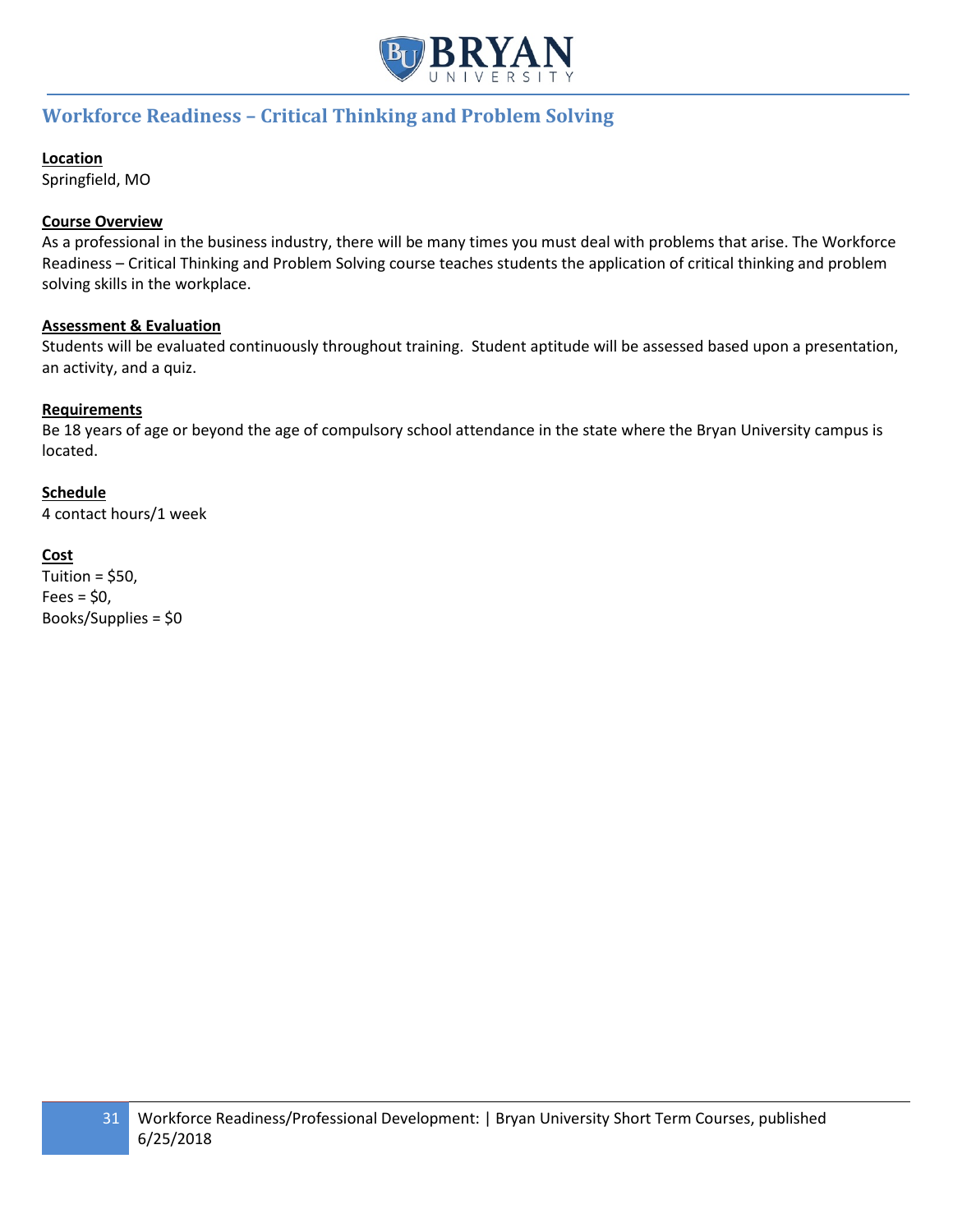## Workforce Readiness – Critical Thinking and Problem Solving

**Location**
Springfield, MO

**Course Overview**
As a professional in the business industry, there will be many times you must deal with problems that arise. The Workforce Readiness – Critical Thinking and Problem Solving course teaches students the application of critical thinking and problem solving skills in the workplace.

**Assessment & Evaluation**
Students will be evaluated continuously throughout training. Student aptitude will be assessed based upon a presentation, an activity, and a quiz.

**Requirements**
Be 18 years of age or beyond the age of compulsory school attendance in the state where the Bryan University campus is located.

**Schedule**
4 contact hours/1 week

**Cost**
Tuition = $50,
Fees = $0,
Books/Supplies = $0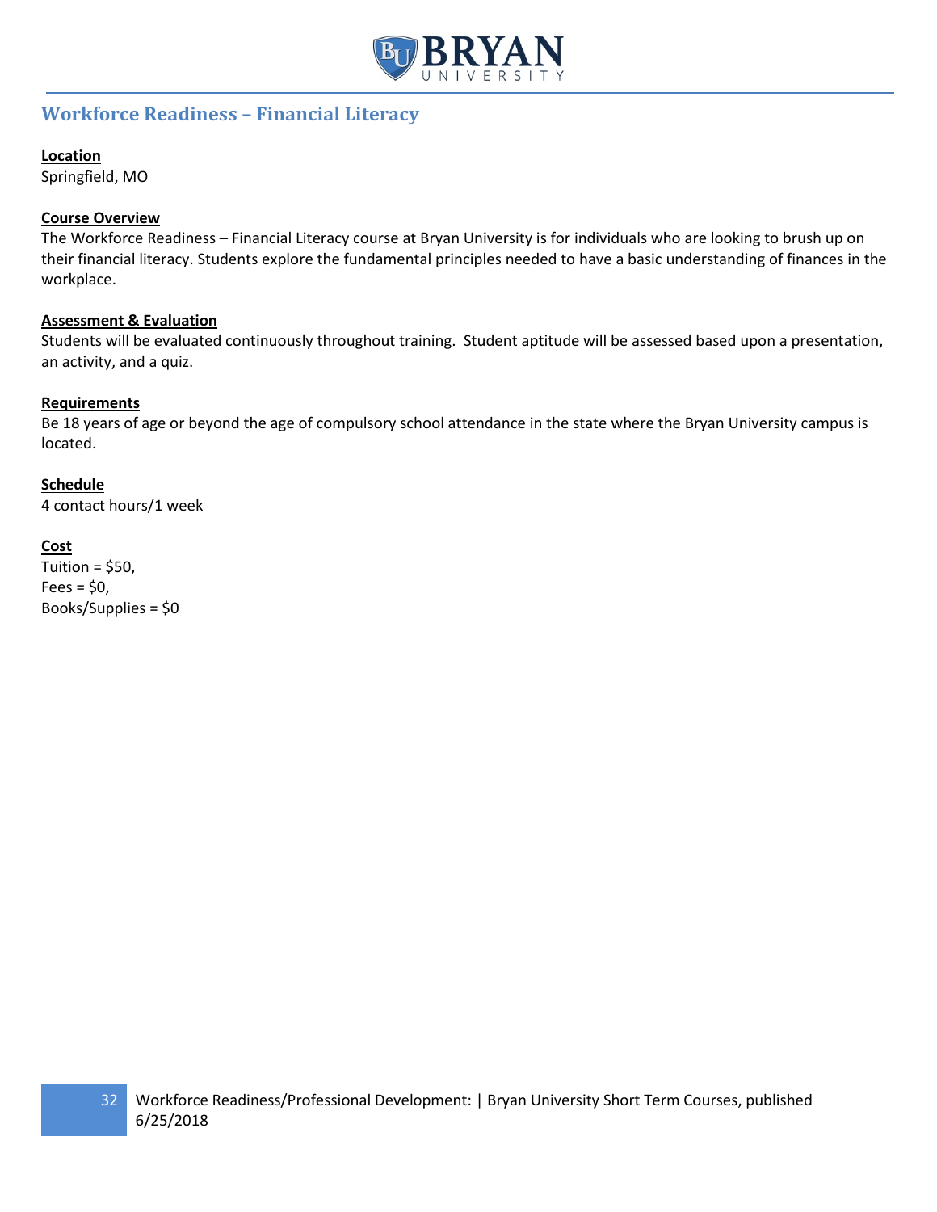## Workforce Readiness – Financial Literacy

**Location**
Springfield, MO

**Course Overview**
The Workforce Readiness – Financial Literacy course at Bryan University is for individuals who are looking to brush up on their financial literacy. Students explore the fundamental principles needed to have a basic understanding of finances in the workplace.

**Assessment & Evaluation**
Students will be evaluated continuously throughout training. Student aptitude will be assessed based upon a presentation, an activity, and a quiz.

**Requirements**
Be 18 years of age or beyond the age of compulsory school attendance in the state where the Bryan University campus is located.

**Schedule**
4 contact hours/1 week

**Cost**
Tuition = $50,
Fees = $0,
Books/Supplies = $0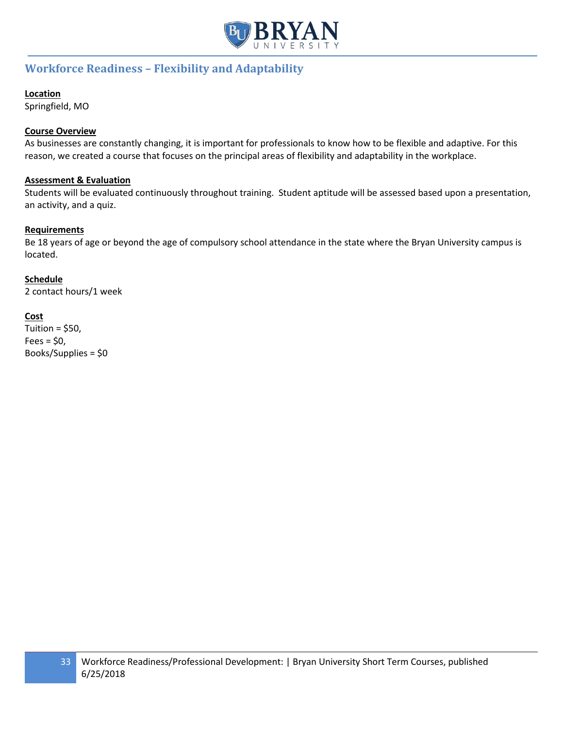## Workforce Readiness – Flexibility and Adaptability

**Location**
Springfield, MO

**Course Overview**
As businesses are constantly changing, it is important for professionals to know how to be flexible and adaptive. For this reason, we created a course that focuses on the principal areas of flexibility and adaptability in the workplace.

**Assessment & Evaluation**
Students will be evaluated continuously throughout training. Student aptitude will be assessed based upon a presentation, an activity, and a quiz.

**Requirements**
Be 18 years of age or beyond the age of compulsory school attendance in the state where the Bryan University campus is located.

**Schedule**
2 contact hours/1 week

**Cost**
Tuition = $50,
Fees = $0,
Books/Supplies = $0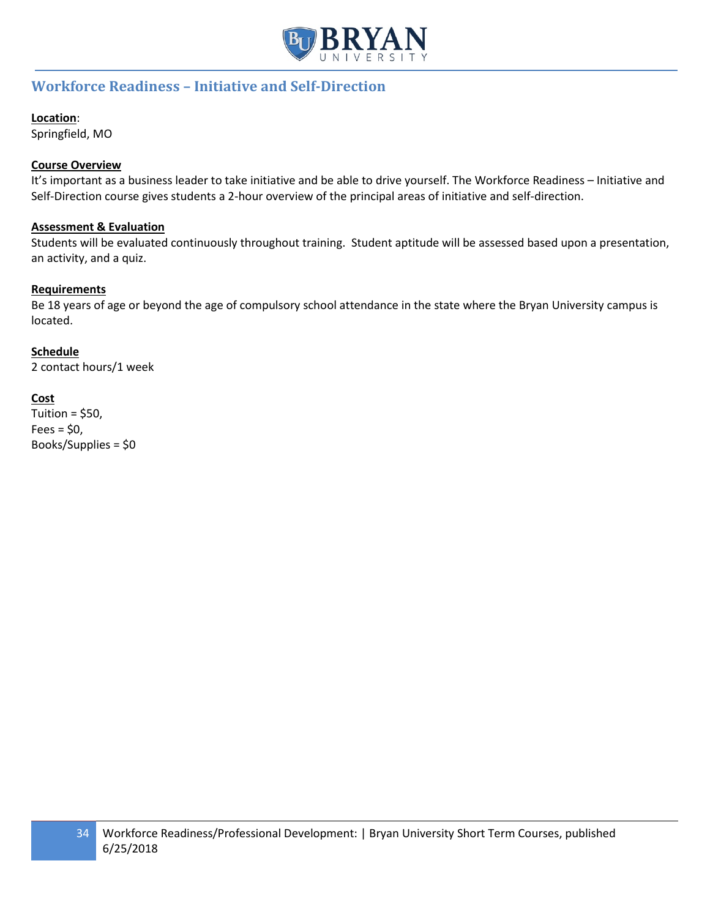## Workforce Readiness – Initiative and Self-Direction

**Location**:
Springfield, MO

**Course Overview**
It's important as a business leader to take initiative and be able to drive yourself. The Workforce Readiness – Initiative and Self-Direction course gives students a 2-hour overview of the principal areas of initiative and self-direction.

**Assessment & Evaluation**
Students will be evaluated continuously throughout training. Student aptitude will be assessed based upon a presentation, an activity, and a quiz.

**Requirements**
Be 18 years of age or beyond the age of compulsory school attendance in the state where the Bryan University campus is located.

**Schedule**
2 contact hours/1 week

**Cost**
Tuition = $50,
Fees = $0,
Books/Supplies = $0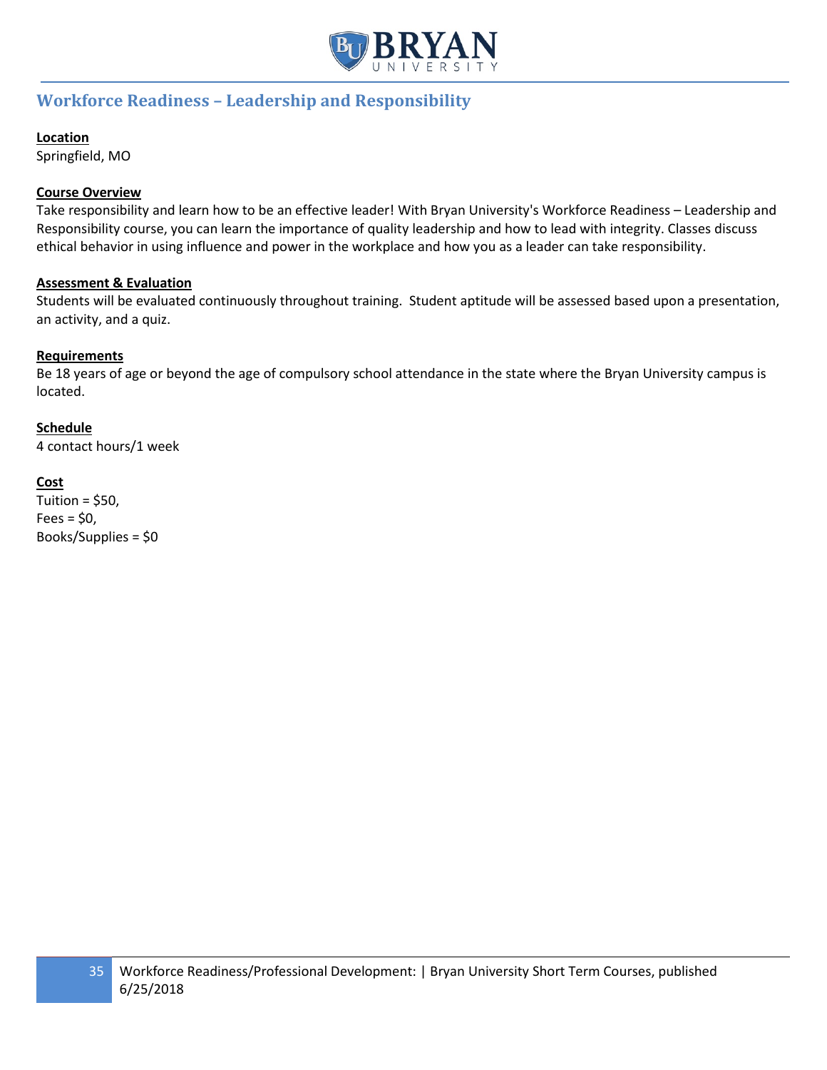## Workforce Readiness – Leadership and Responsibility

**Location**

Springfield, MO

**Course Overview**

Take responsibility and learn how to be an effective leader! With Bryan University's Workforce Readiness – Leadership and Responsibility course, you can learn the importance of quality leadership and how to lead with integrity. Classes discuss ethical behavior in using influence and power in the workplace and how you as a leader can take responsibility.

**Assessment & Evaluation**

Students will be evaluated continuously throughout training. Student aptitude will be assessed based upon a presentation, an activity, and a quiz.

**Requirements**

Be 18 years of age or beyond the age of compulsory school attendance in the state where the Bryan University campus is located.

**Schedule**

4 contact hours/1 week

**Cost**

Tuition = $50,
Fees = $0,
Books/Supplies = $0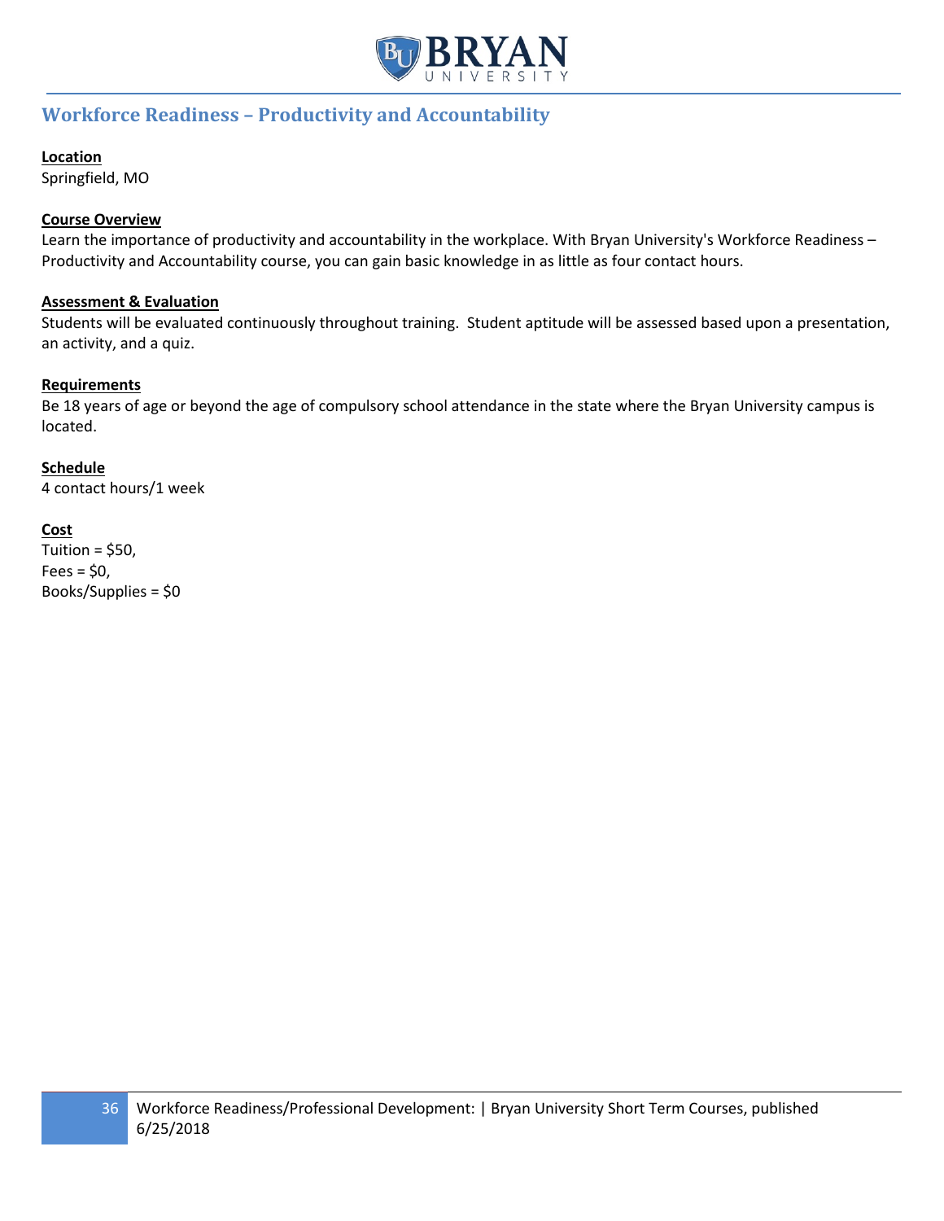## Workforce Readiness – Productivity and Accountability

**Location**
Springfield, MO

**Course Overview**
Learn the importance of productivity and accountability in the workplace. With Bryan University's Workforce Readiness – Productivity and Accountability course, you can gain basic knowledge in as little as four contact hours.

**Assessment & Evaluation**
Students will be evaluated continuously throughout training. Student aptitude will be assessed based upon a presentation, an activity, and a quiz.

**Requirements**
Be 18 years of age or beyond the age of compulsory school attendance in the state where the Bryan University campus is located.

**Schedule**
4 contact hours/1 week

**Cost**
Tuition = $50,
Fees = $0,
Books/Supplies = $0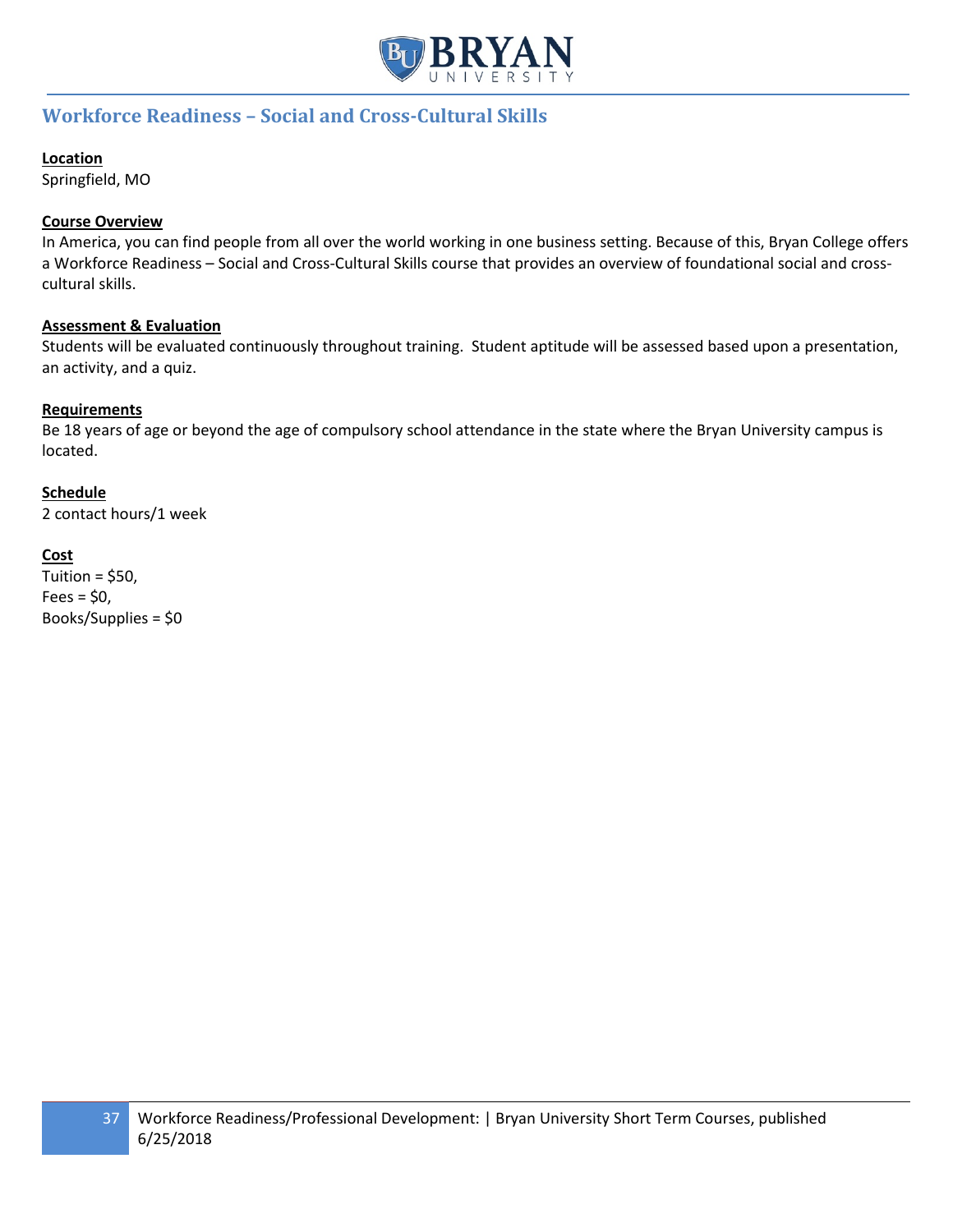## Workforce Readiness – Social and Cross-Cultural Skills

**Location**

Springfield, MO

**Course Overview**

In America, you can find people from all over the world working in one business setting. Because of this, Bryan College offers a Workforce Readiness – Social and Cross-Cultural Skills course that provides an overview of foundational social and cross-cultural skills.

**Assessment & Evaluation**

Students will be evaluated continuously throughout training. Student aptitude will be assessed based upon a presentation, an activity, and a quiz.

**Requirements**

Be 18 years of age or beyond the age of compulsory school attendance in the state where the Bryan University campus is located.

**Schedule**

2 contact hours/1 week

**Cost**

Tuition = $50,
Fees = $0,
Books/Supplies = $0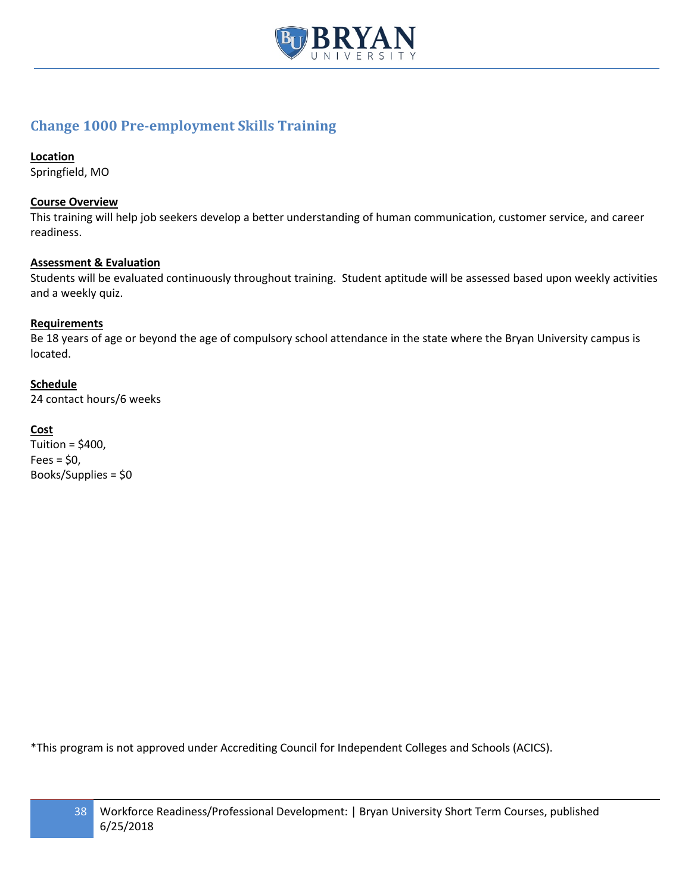## Change 1000 Pre-employment Skills Training

**Location**

Springfield, MO

**Course Overview**

This training will help job seekers develop a better understanding of human communication, customer service, and career readiness.

**Assessment & Evaluation**

Students will be evaluated continuously throughout training. Student aptitude will be assessed based upon weekly activities and a weekly quiz.

**Requirements**

Be 18 years of age or beyond the age of compulsory school attendance in the state where the Bryan University campus is located.

**Schedule**

24 contact hours/6 weeks

**Cost**

Tuition = $400,
Fees = $0,
Books/Supplies = $0

*This program is not approved under Accrediting Council for Independent Colleges and Schools (ACICS).